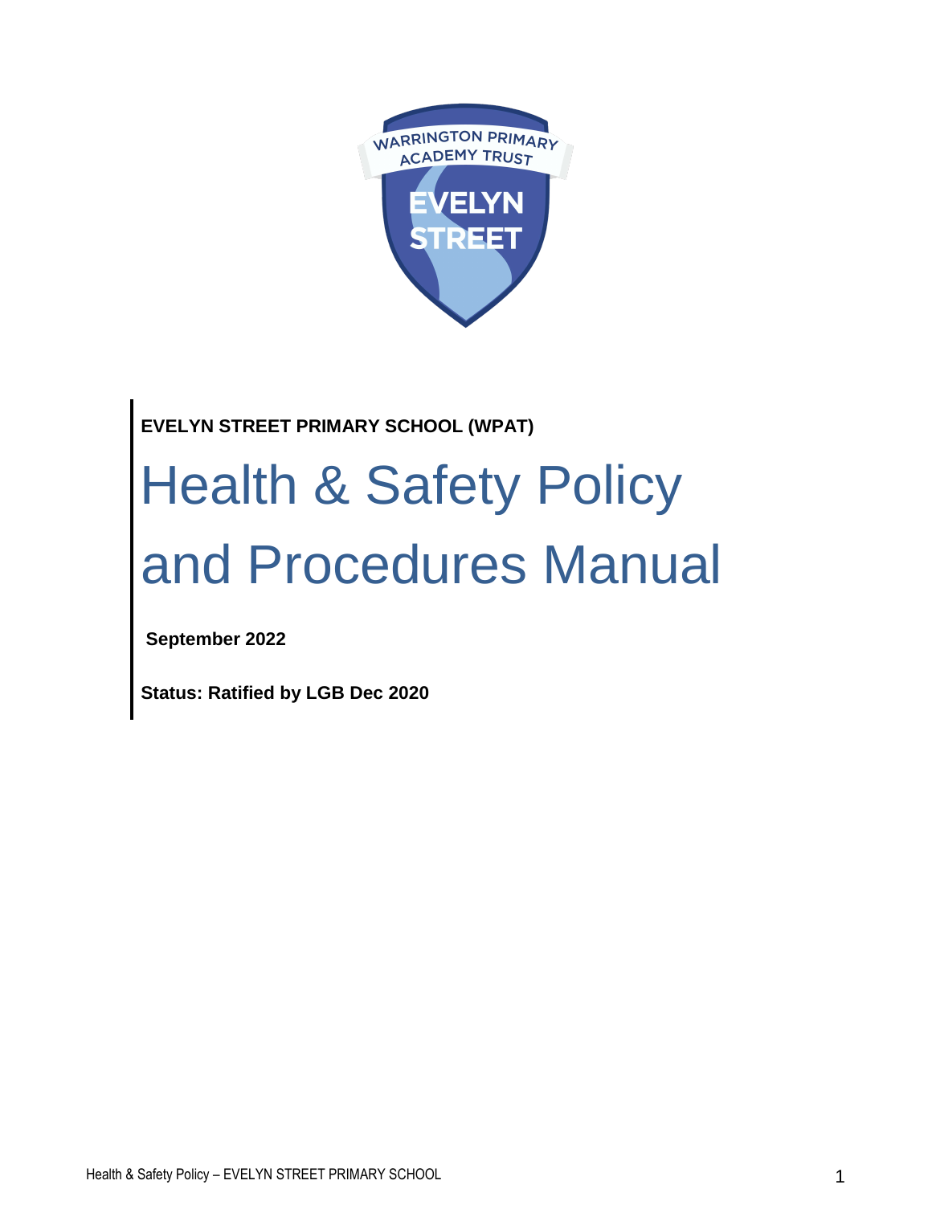**EVELYN STREET PRIMARY SCHOOL (WPAT)**

# Health & Safety Policy and Procedures Manual

**September 2022**

**Status: Ratified by LGB Dec 2020**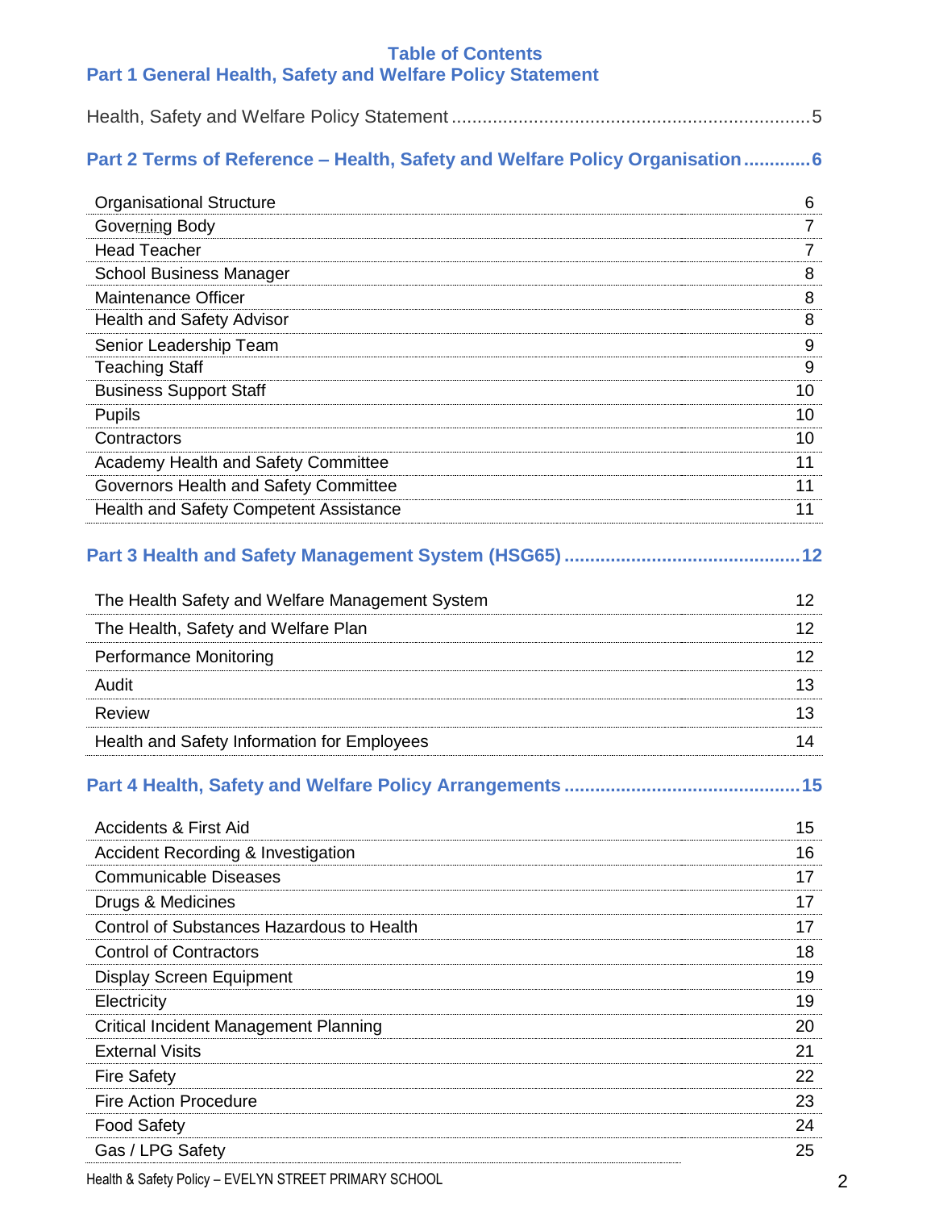# Table of Contents

## Part 1 General Health, Safety and Welfare Policy Statement

Health, Safety and Welfare Policy Statement .......... 5

## Part 2 Terms of Reference – Health, Safety and Welfare Policy Organisation .......... 6

| | |
|---|---|
| Organisational Structure | 6 |
| Governing Body | 7 |
| Head Teacher | 7 |
| School Business Manager | 8 |
| Maintenance Officer | 8 |
| Health and Safety Advisor | 8 |
| Senior Leadership Team | 9 |
| Teaching Staff | 9 |
| Business Support Staff | 10 |
| Pupils | 10 |
| Contractors | 10 |
| Academy Health and Safety Committee | 11 |
| Governors Health and Safety Committee | 11 |
| Health and Safety Competent Assistance | 11 |

## Part 3 Health and Safety Management System (HSG65) .......... 12

| | |
|---|---|
| The Health Safety and Welfare Management System | 12 |
| The Health, Safety and Welfare Plan | 12 |
| Performance Monitoring | 12 |
| Audit | 13 |
| Review | 13 |
| Health and Safety Information for Employees | 14 |

## Part 4 Health, Safety and Welfare Policy Arrangements .......... 15

| | |
|---|---|
| Accidents & First Aid | 15 |
| Accident Recording & Investigation | 16 |
| Communicable Diseases | 17 |
| Drugs & Medicines | 17 |
| Control of Substances Hazardous to Health | 17 |
| Control of Contractors | 18 |
| Display Screen Equipment | 19 |
| Electricity | 19 |
| Critical Incident Management Planning | 20 |
| External Visits | 21 |
| Fire Safety | 22 |
| Fire Action Procedure | 23 |
| Food Safety | 24 |
| Gas / LPG Safety | 25 |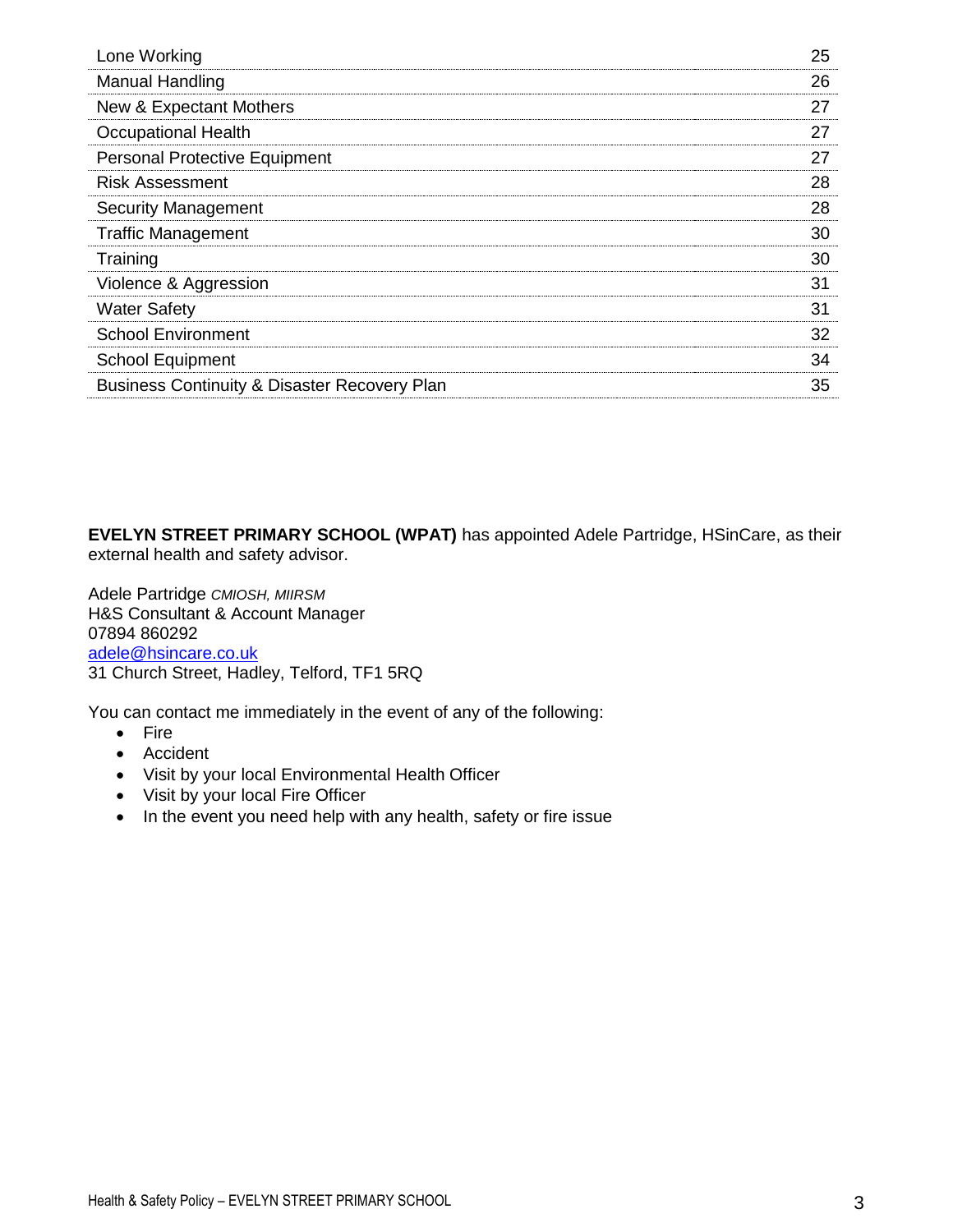| | |
|---|---|
| Lone Working | 25 |
| Manual Handling | 26 |
| New & Expectant Mothers | 27 |
| Occupational Health | 27 |
| Personal Protective Equipment | 27 |
| Risk Assessment | 28 |
| Security Management | 28 |
| Traffic Management | 30 |
| Training | 30 |
| Violence & Aggression | 31 |
| Water Safety | 31 |
| School Environment | 32 |
| School Equipment | 34 |
| Business Continuity & Disaster Recovery Plan | 35 |

**EVELYN STREET PRIMARY SCHOOL (WPAT)** has appointed Adele Partridge, HSinCare, as their external health and safety advisor.

Adele Partridge *CMIOSH, MIIRSM*
H&S Consultant & Account Manager
07894 860292
adele@hsincare.co.uk
31 Church Street, Hadley, Telford, TF1 5RQ

You can contact me immediately in the event of any of the following:

- Fire
- Accident
- Visit by your local Environmental Health Officer
- Visit by your local Fire Officer
- In the event you need help with any health, safety or fire issue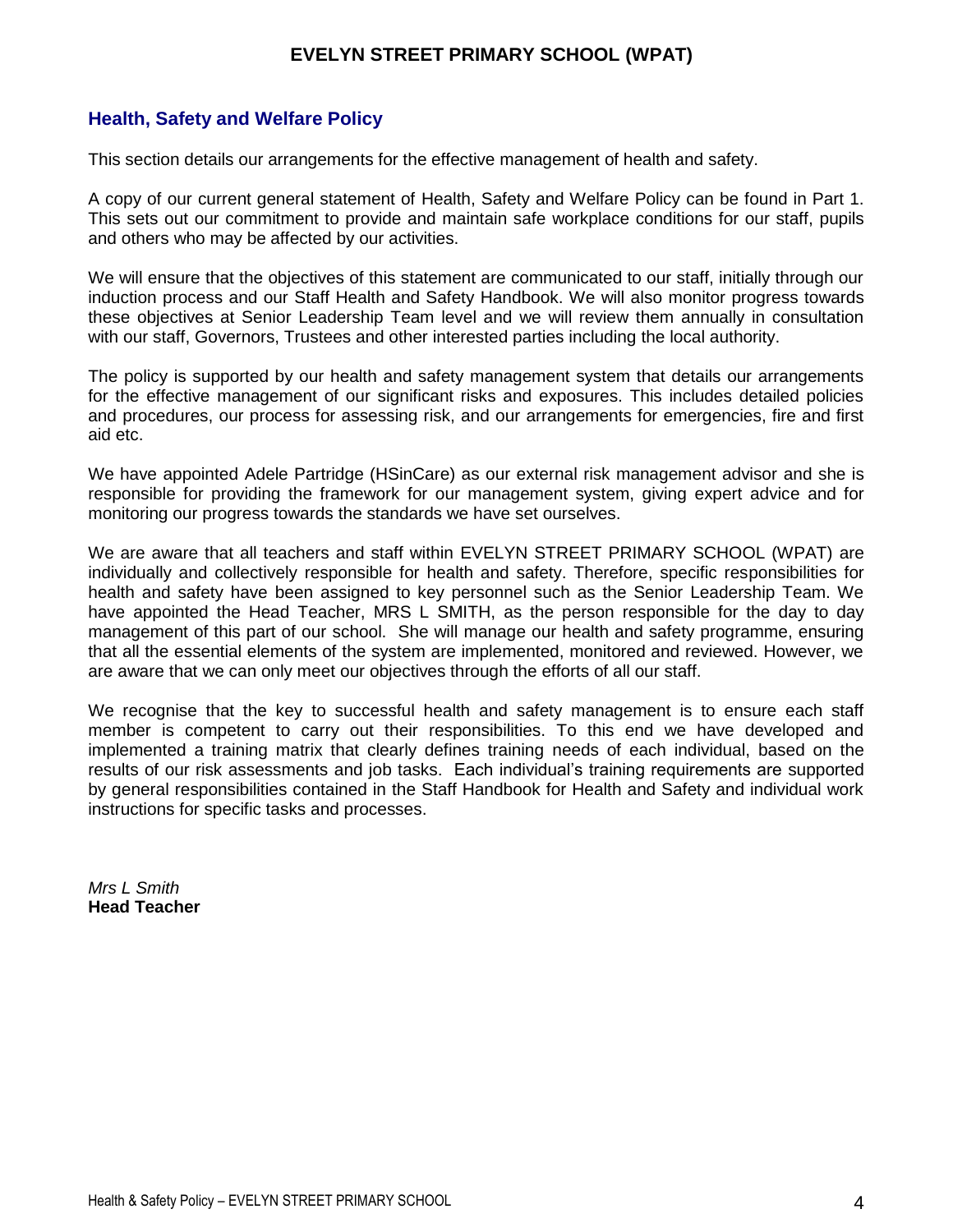## Health, Safety and Welfare Policy

This section details our arrangements for the effective management of health and safety.

A copy of our current general statement of Health, Safety and Welfare Policy can be found in Part 1. This sets out our commitment to provide and maintain safe workplace conditions for our staff, pupils and others who may be affected by our activities.

We will ensure that the objectives of this statement are communicated to our staff, initially through our induction process and our Staff Health and Safety Handbook. We will also monitor progress towards these objectives at Senior Leadership Team level and we will review them annually in consultation with our staff, Governors, Trustees and other interested parties including the local authority.

The policy is supported by our health and safety management system that details our arrangements for the effective management of our significant risks and exposures. This includes detailed policies and procedures, our process for assessing risk, and our arrangements for emergencies, fire and first aid etc.

We have appointed Adele Partridge (HSinCare) as our external risk management advisor and she is responsible for providing the framework for our management system, giving expert advice and for monitoring our progress towards the standards we have set ourselves.

We are aware that all teachers and staff within EVELYN STREET PRIMARY SCHOOL (WPAT) are individually and collectively responsible for health and safety. Therefore, specific responsibilities for health and safety have been assigned to key personnel such as the Senior Leadership Team. We have appointed the Head Teacher, MRS L SMITH, as the person responsible for the day to day management of this part of our school. She will manage our health and safety programme, ensuring that all the essential elements of the system are implemented, monitored and reviewed. However, we are aware that we can only meet our objectives through the efforts of all our staff.

We recognise that the key to successful health and safety management is to ensure each staff member is competent to carry out their responsibilities. To this end we have developed and implemented a training matrix that clearly defines training needs of each individual, based on the results of our risk assessments and job tasks. Each individual's training requirements are supported by general responsibilities contained in the Staff Handbook for Health and Safety and individual work instructions for specific tasks and processes.

*Mrs L Smith*
**Head Teacher**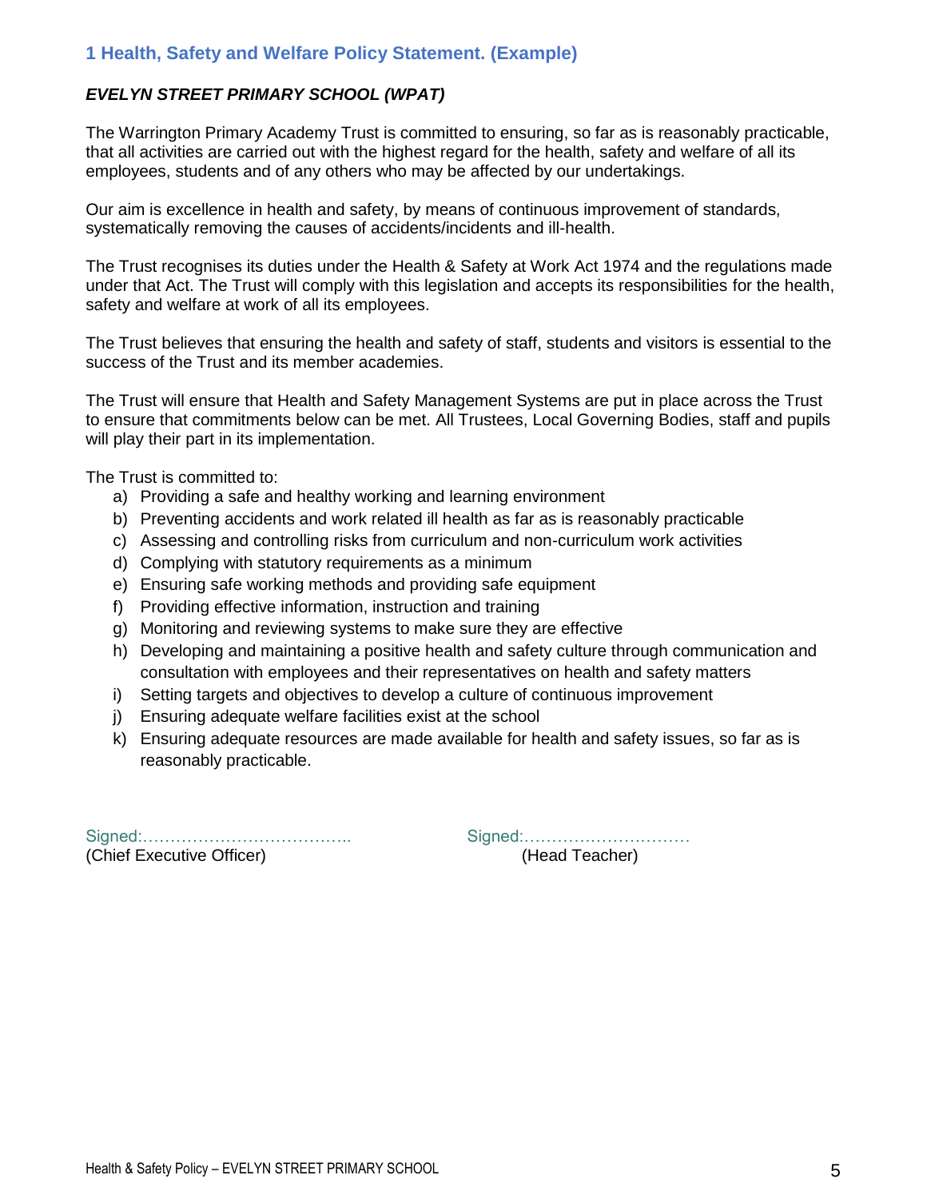## 1 Health, Safety and Welfare Policy Statement. (Example)

***EVELYN STREET PRIMARY SCHOOL (WPAT)***

The Warrington Primary Academy Trust is committed to ensuring, so far as is reasonably practicable, that all activities are carried out with the highest regard for the health, safety and welfare of all its employees, students and of any others who may be affected by our undertakings.

Our aim is excellence in health and safety, by means of continuous improvement of standards, systematically removing the causes of accidents/incidents and ill-health.

The Trust recognises its duties under the Health & Safety at Work Act 1974 and the regulations made under that Act. The Trust will comply with this legislation and accepts its responsibilities for the health, safety and welfare at work of all its employees.

The Trust believes that ensuring the health and safety of staff, students and visitors is essential to the success of the Trust and its member academies.

The Trust will ensure that Health and Safety Management Systems are put in place across the Trust to ensure that commitments below can be met. All Trustees, Local Governing Bodies, staff and pupils will play their part in its implementation.

The Trust is committed to:

a) Providing a safe and healthy working and learning environment
b) Preventing accidents and work related ill health as far as is reasonably practicable
c) Assessing and controlling risks from curriculum and non-curriculum work activities
d) Complying with statutory requirements as a minimum
e) Ensuring safe working methods and providing safe equipment
f) Providing effective information, instruction and training
g) Monitoring and reviewing systems to make sure they are effective
h) Developing and maintaining a positive health and safety culture through communication and consultation with employees and their representatives on health and safety matters
i) Setting targets and objectives to develop a culture of continuous improvement
j) Ensuring adequate welfare facilities exist at the school
k) Ensuring adequate resources are made available for health and safety issues, so far as is reasonably practicable.

Signed:……………………………….. (Chief Executive Officer)

Signed:………………………… (Head Teacher)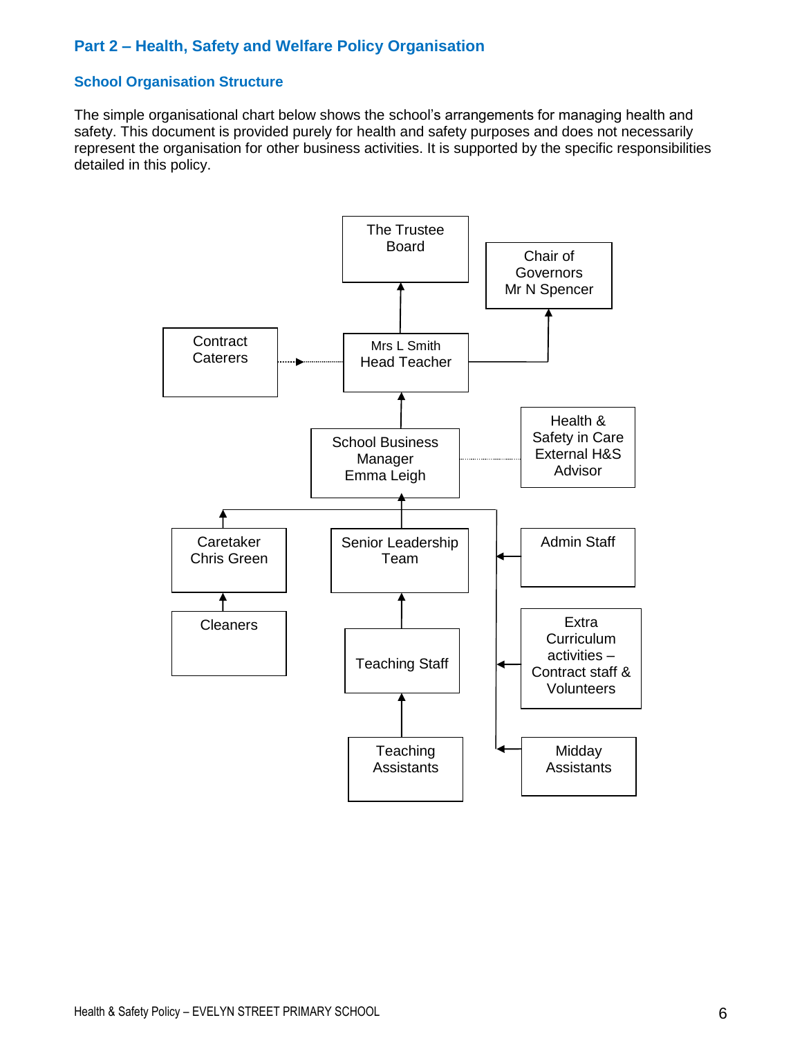## Part 2 – Health, Safety and Welfare Policy Organisation

### School Organisation Structure

The simple organisational chart below shows the school's arrangements for managing health and safety. This document is provided purely for health and safety purposes and does not necessarily represent the organisation for other business activities. It is supported by the specific responsibilities detailed in this policy.

The Trustee Board

Chair of Governors
Mr N Spencer

Contract Caterers

Mrs L Smith
Head Teacher

School Business Manager
Emma Leigh

Health & Safety in Care
External H&S Advisor

Caretaker
Chris Green

Senior Leadership Team

Admin Staff

Cleaners

Teaching Staff

Extra Curriculum activities – Contract staff & Volunteers

Teaching Assistants

Midday Assistants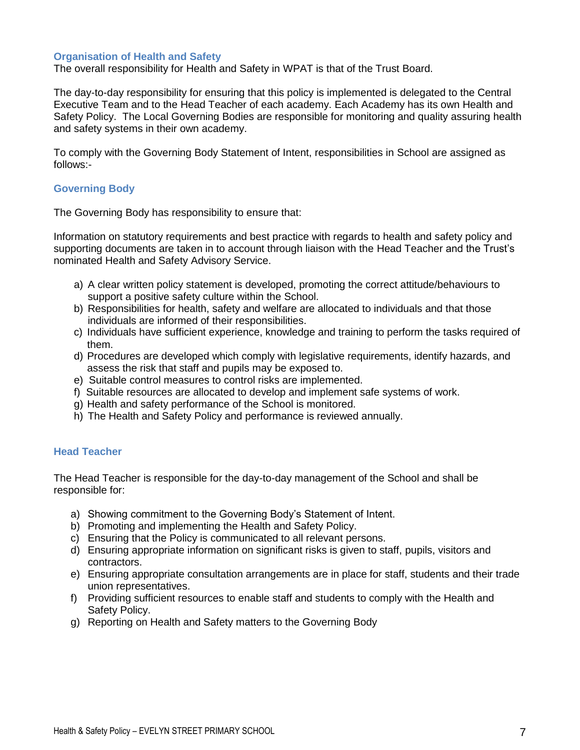## Organisation of Health and Safety

The overall responsibility for Health and Safety in WPAT is that of the Trust Board.

The day-to-day responsibility for ensuring that this policy is implemented is delegated to the Central Executive Team and to the Head Teacher of each academy. Each Academy has its own Health and Safety Policy. The Local Governing Bodies are responsible for monitoring and quality assuring health and safety systems in their own academy.

To comply with the Governing Body Statement of Intent, responsibilities in School are assigned as follows:-

## Governing Body

The Governing Body has responsibility to ensure that:

Information on statutory requirements and best practice with regards to health and safety policy and supporting documents are taken in to account through liaison with the Head Teacher and the Trust's nominated Health and Safety Advisory Service.

a) A clear written policy statement is developed, promoting the correct attitude/behaviours to support a positive safety culture within the School.
b) Responsibilities for health, safety and welfare are allocated to individuals and that those individuals are informed of their responsibilities.
c) Individuals have sufficient experience, knowledge and training to perform the tasks required of them.
d) Procedures are developed which comply with legislative requirements, identify hazards, and assess the risk that staff and pupils may be exposed to.
e) Suitable control measures to control risks are implemented.
f) Suitable resources are allocated to develop and implement safe systems of work.
g) Health and safety performance of the School is monitored.
h) The Health and Safety Policy and performance is reviewed annually.

## Head Teacher

The Head Teacher is responsible for the day-to-day management of the School and shall be responsible for:

a) Showing commitment to the Governing Body's Statement of Intent.
b) Promoting and implementing the Health and Safety Policy.
c) Ensuring that the Policy is communicated to all relevant persons.
d) Ensuring appropriate information on significant risks is given to staff, pupils, visitors and contractors.
e) Ensuring appropriate consultation arrangements are in place for staff, students and their trade union representatives.
f) Providing sufficient resources to enable staff and students to comply with the Health and Safety Policy.
g) Reporting on Health and Safety matters to the Governing Body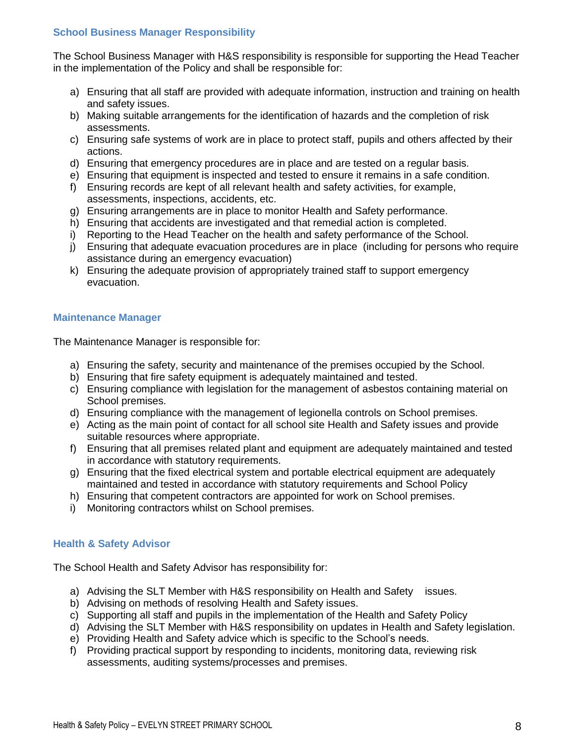### School Business Manager Responsibility

The School Business Manager with H&S responsibility is responsible for supporting the Head Teacher in the implementation of the Policy and shall be responsible for:

a) Ensuring that all staff are provided with adequate information, instruction and training on health and safety issues.
b) Making suitable arrangements for the identification of hazards and the completion of risk assessments.
c) Ensuring safe systems of work are in place to protect staff, pupils and others affected by their actions.
d) Ensuring that emergency procedures are in place and are tested on a regular basis.
e) Ensuring that equipment is inspected and tested to ensure it remains in a safe condition.
f) Ensuring records are kept of all relevant health and safety activities, for example, assessments, inspections, accidents, etc.
g) Ensuring arrangements are in place to monitor Health and Safety performance.
h) Ensuring that accidents are investigated and that remedial action is completed.
i) Reporting to the Head Teacher on the health and safety performance of the School.
j) Ensuring that adequate evacuation procedures are in place (including for persons who require assistance during an emergency evacuation)
k) Ensuring the adequate provision of appropriately trained staff to support emergency evacuation.

### Maintenance Manager

The Maintenance Manager is responsible for:

a) Ensuring the safety, security and maintenance of the premises occupied by the School.
b) Ensuring that fire safety equipment is adequately maintained and tested.
c) Ensuring compliance with legislation for the management of asbestos containing material on School premises.
d) Ensuring compliance with the management of legionella controls on School premises.
e) Acting as the main point of contact for all school site Health and Safety issues and provide suitable resources where appropriate.
f) Ensuring that all premises related plant and equipment are adequately maintained and tested in accordance with statutory requirements.
g) Ensuring that the fixed electrical system and portable electrical equipment are adequately maintained and tested in accordance with statutory requirements and School Policy
h) Ensuring that competent contractors are appointed for work on School premises.
i) Monitoring contractors whilst on School premises.

### Health & Safety Advisor

The School Health and Safety Advisor has responsibility for:

a) Advising the SLT Member with H&S responsibility on Health and Safety issues.
b) Advising on methods of resolving Health and Safety issues.
c) Supporting all staff and pupils in the implementation of the Health and Safety Policy
d) Advising the SLT Member with H&S responsibility on updates in Health and Safety legislation.
e) Providing Health and Safety advice which is specific to the School's needs.
f) Providing practical support by responding to incidents, monitoring data, reviewing risk assessments, auditing systems/processes and premises.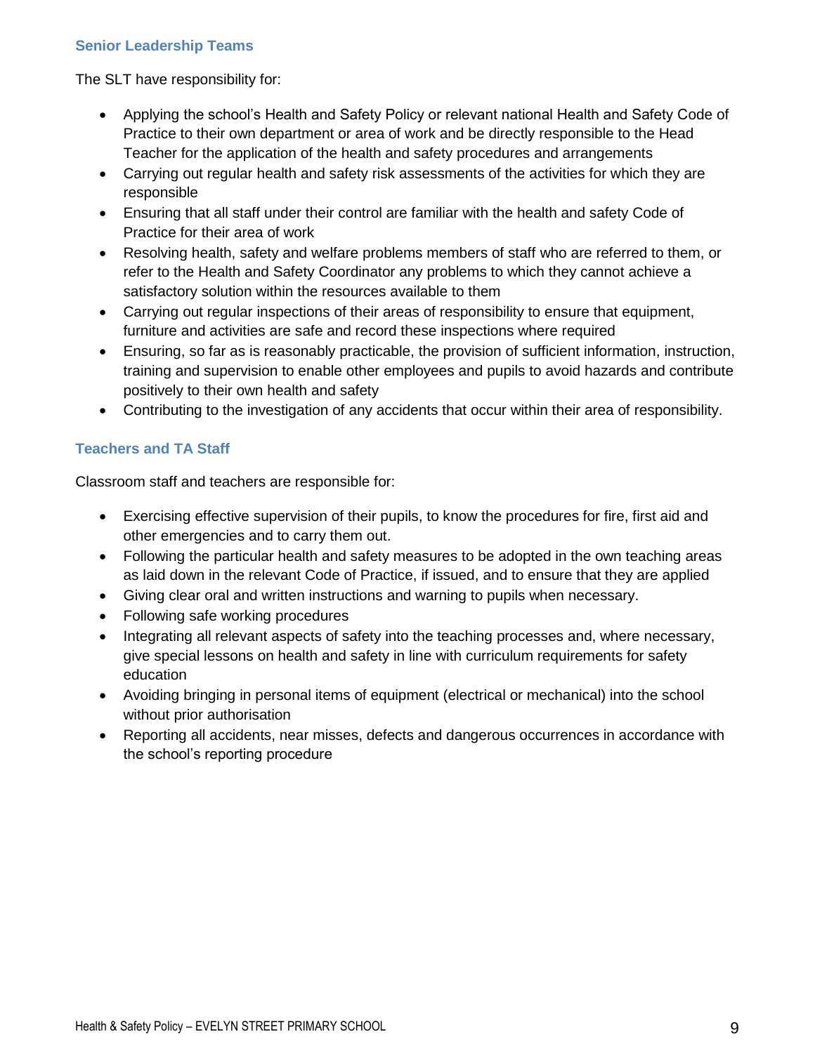### Senior Leadership Teams

The SLT have responsibility for:

- Applying the school's Health and Safety Policy or relevant national Health and Safety Code of Practice to their own department or area of work and be directly responsible to the Head Teacher for the application of the health and safety procedures and arrangements
- Carrying out regular health and safety risk assessments of the activities for which they are responsible
- Ensuring that all staff under their control are familiar with the health and safety Code of Practice for their area of work
- Resolving health, safety and welfare problems members of staff who are referred to them, or refer to the Health and Safety Coordinator any problems to which they cannot achieve a satisfactory solution within the resources available to them
- Carrying out regular inspections of their areas of responsibility to ensure that equipment, furniture and activities are safe and record these inspections where required
- Ensuring, so far as is reasonably practicable, the provision of sufficient information, instruction, training and supervision to enable other employees and pupils to avoid hazards and contribute positively to their own health and safety
- Contributing to the investigation of any accidents that occur within their area of responsibility.

### Teachers and TA Staff

Classroom staff and teachers are responsible for:

- Exercising effective supervision of their pupils, to know the procedures for fire, first aid and other emergencies and to carry them out.
- Following the particular health and safety measures to be adopted in the own teaching areas as laid down in the relevant Code of Practice, if issued, and to ensure that they are applied
- Giving clear oral and written instructions and warning to pupils when necessary.
- Following safe working procedures
- Integrating all relevant aspects of safety into the teaching processes and, where necessary, give special lessons on health and safety in line with curriculum requirements for safety education
- Avoiding bringing in personal items of equipment (electrical or mechanical) into the school without prior authorisation
- Reporting all accidents, near misses, defects and dangerous occurrences in accordance with the school's reporting procedure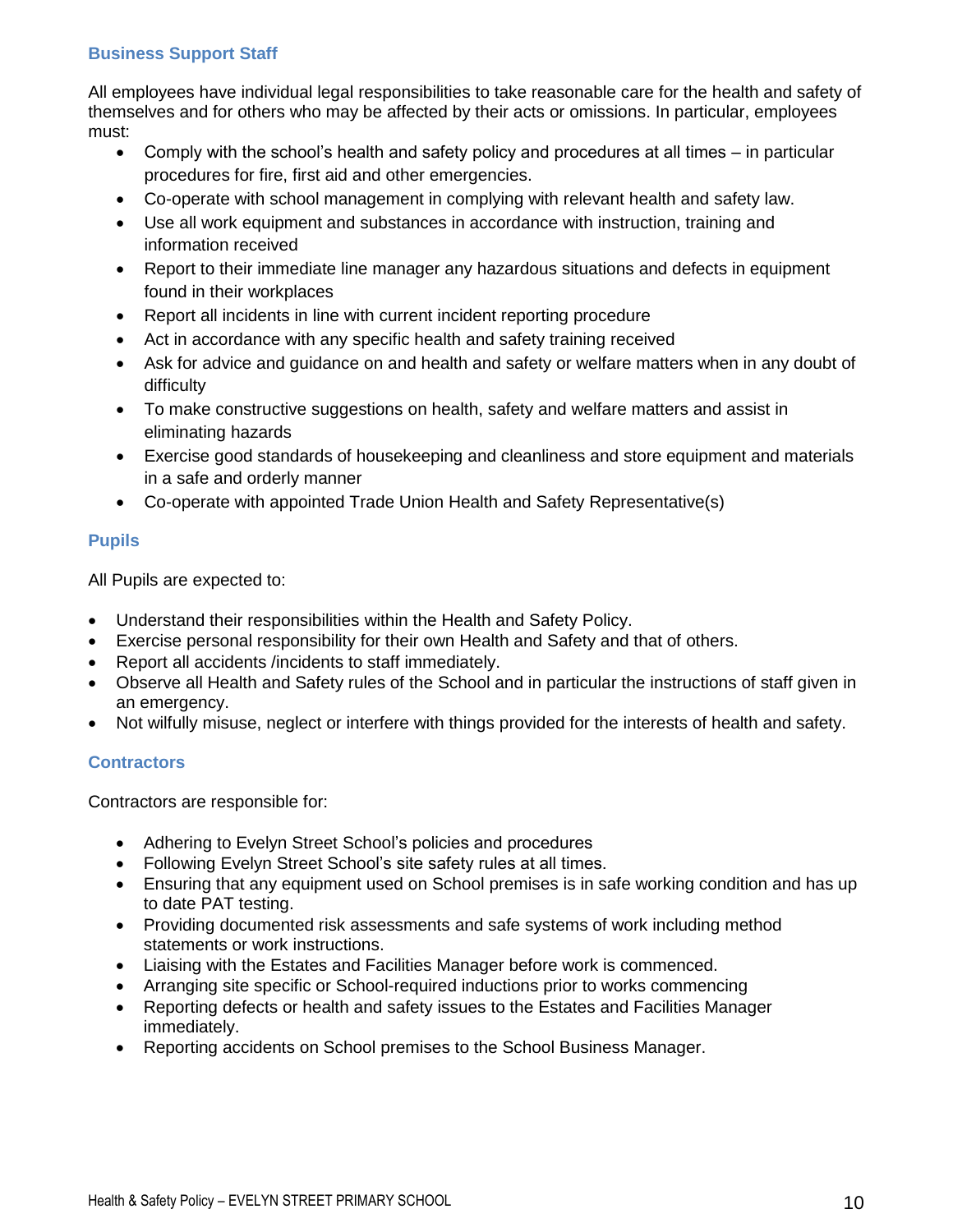### Business Support Staff

All employees have individual legal responsibilities to take reasonable care for the health and safety of themselves and for others who may be affected by their acts or omissions. In particular, employees must:

- Comply with the school's health and safety policy and procedures at all times – in particular procedures for fire, first aid and other emergencies.
- Co-operate with school management in complying with relevant health and safety law.
- Use all work equipment and substances in accordance with instruction, training and information received
- Report to their immediate line manager any hazardous situations and defects in equipment found in their workplaces
- Report all incidents in line with current incident reporting procedure
- Act in accordance with any specific health and safety training received
- Ask for advice and guidance on and health and safety or welfare matters when in any doubt of difficulty
- To make constructive suggestions on health, safety and welfare matters and assist in eliminating hazards
- Exercise good standards of housekeeping and cleanliness and store equipment and materials in a safe and orderly manner
- Co-operate with appointed Trade Union Health and Safety Representative(s)

### Pupils

All Pupils are expected to:

- Understand their responsibilities within the Health and Safety Policy.
- Exercise personal responsibility for their own Health and Safety and that of others.
- Report all accidents /incidents to staff immediately.
- Observe all Health and Safety rules of the School and in particular the instructions of staff given in an emergency.
- Not wilfully misuse, neglect or interfere with things provided for the interests of health and safety.

### Contractors

Contractors are responsible for:

- Adhering to Evelyn Street School's policies and procedures
- Following Evelyn Street School's site safety rules at all times.
- Ensuring that any equipment used on School premises is in safe working condition and has up to date PAT testing.
- Providing documented risk assessments and safe systems of work including method statements or work instructions.
- Liaising with the Estates and Facilities Manager before work is commenced.
- Arranging site specific or School-required inductions prior to works commencing
- Reporting defects or health and safety issues to the Estates and Facilities Manager immediately.
- Reporting accidents on School premises to the School Business Manager.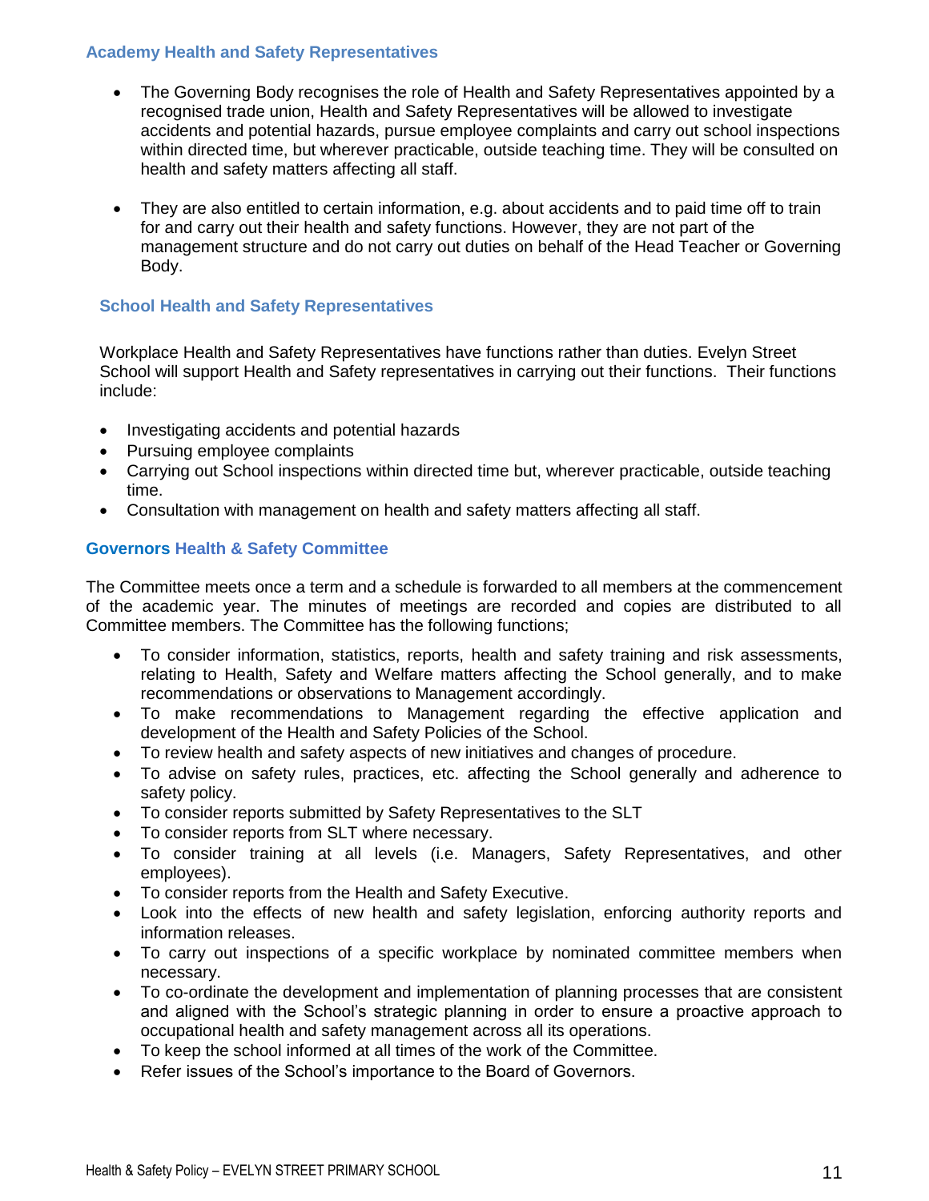### Academy Health and Safety Representatives

- The Governing Body recognises the role of Health and Safety Representatives appointed by a recognised trade union, Health and Safety Representatives will be allowed to investigate accidents and potential hazards, pursue employee complaints and carry out school inspections within directed time, but wherever practicable, outside teaching time. They will be consulted on health and safety matters affecting all staff.

- They are also entitled to certain information, e.g. about accidents and to paid time off to train for and carry out their health and safety functions. However, they are not part of the management structure and do not carry out duties on behalf of the Head Teacher or Governing Body.

### School Health and Safety Representatives

Workplace Health and Safety Representatives have functions rather than duties. Evelyn Street School will support Health and Safety representatives in carrying out their functions. Their functions include:

- Investigating accidents and potential hazards
- Pursuing employee complaints
- Carrying out School inspections within directed time but, wherever practicable, outside teaching time.
- Consultation with management on health and safety matters affecting all staff.

### Governors Health & Safety Committee

The Committee meets once a term and a schedule is forwarded to all members at the commencement of the academic year. The minutes of meetings are recorded and copies are distributed to all Committee members. The Committee has the following functions;

- To consider information, statistics, reports, health and safety training and risk assessments, relating to Health, Safety and Welfare matters affecting the School generally, and to make recommendations or observations to Management accordingly.
- To make recommendations to Management regarding the effective application and development of the Health and Safety Policies of the School.
- To review health and safety aspects of new initiatives and changes of procedure.
- To advise on safety rules, practices, etc. affecting the School generally and adherence to safety policy.
- To consider reports submitted by Safety Representatives to the SLT
- To consider reports from SLT where necessary.
- To consider training at all levels (i.e. Managers, Safety Representatives, and other employees).
- To consider reports from the Health and Safety Executive.
- Look into the effects of new health and safety legislation, enforcing authority reports and information releases.
- To carry out inspections of a specific workplace by nominated committee members when necessary.
- To co-ordinate the development and implementation of planning processes that are consistent and aligned with the School's strategic planning in order to ensure a proactive approach to occupational health and safety management across all its operations.
- To keep the school informed at all times of the work of the Committee.
- Refer issues of the School's importance to the Board of Governors.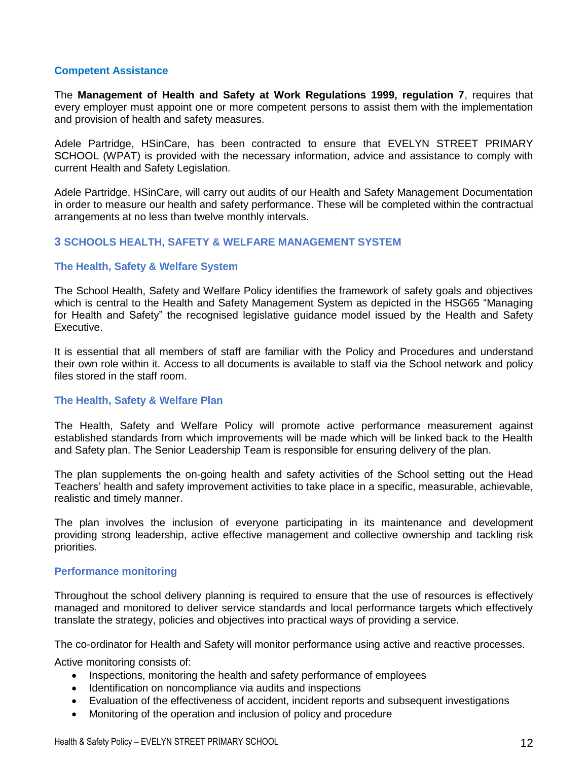### Competent Assistance

The **Management of Health and Safety at Work Regulations 1999, regulation 7**, requires that every employer must appoint one or more competent persons to assist them with the implementation and provision of health and safety measures.

Adele Partridge, HSinCare, has been contracted to ensure that EVELYN STREET PRIMARY SCHOOL (WPAT) is provided with the necessary information, advice and assistance to comply with current Health and Safety Legislation.

Adele Partridge, HSinCare, will carry out audits of our Health and Safety Management Documentation in order to measure our health and safety performance. These will be completed within the contractual arrangements at no less than twelve monthly intervals.

## 3 SCHOOLS HEALTH, SAFETY & WELFARE MANAGEMENT SYSTEM

### The Health, Safety & Welfare System

The School Health, Safety and Welfare Policy identifies the framework of safety goals and objectives which is central to the Health and Safety Management System as depicted in the HSG65 "Managing for Health and Safety" the recognised legislative guidance model issued by the Health and Safety Executive.

It is essential that all members of staff are familiar with the Policy and Procedures and understand their own role within it. Access to all documents is available to staff via the School network and policy files stored in the staff room.

### The Health, Safety & Welfare Plan

The Health, Safety and Welfare Policy will promote active performance measurement against established standards from which improvements will be made which will be linked back to the Health and Safety plan. The Senior Leadership Team is responsible for ensuring delivery of the plan.

The plan supplements the on-going health and safety activities of the School setting out the Head Teachers' health and safety improvement activities to take place in a specific, measurable, achievable, realistic and timely manner.

The plan involves the inclusion of everyone participating in its maintenance and development providing strong leadership, active effective management and collective ownership and tackling risk priorities.

### Performance monitoring

Throughout the school delivery planning is required to ensure that the use of resources is effectively managed and monitored to deliver service standards and local performance targets which effectively translate the strategy, policies and objectives into practical ways of providing a service.

The co-ordinator for Health and Safety will monitor performance using active and reactive processes.

Active monitoring consists of:

- Inspections, monitoring the health and safety performance of employees
- Identification on noncompliance via audits and inspections
- Evaluation of the effectiveness of accident, incident reports and subsequent investigations
- Monitoring of the operation and inclusion of policy and procedure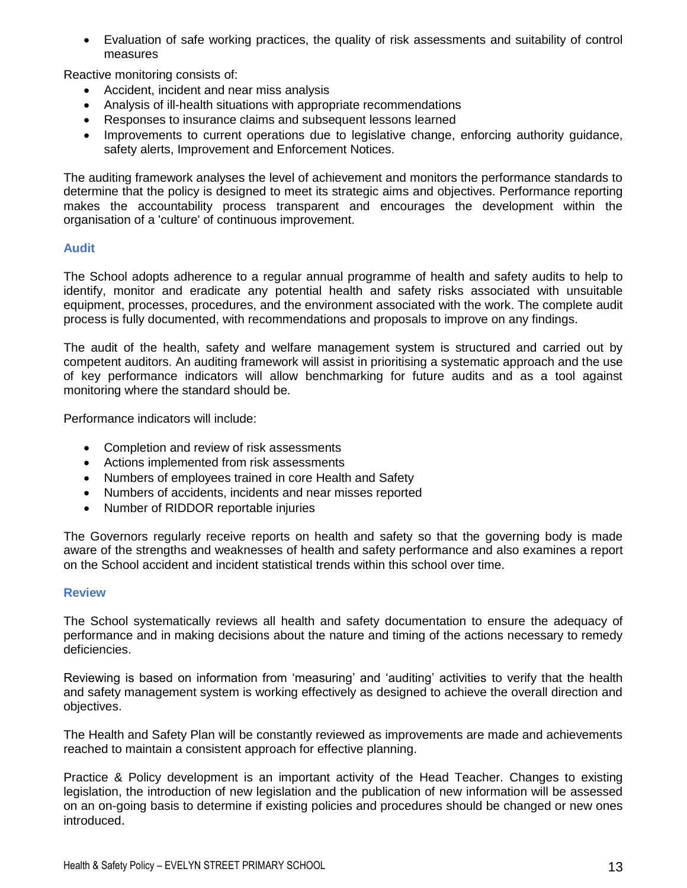- Evaluation of safe working practices, the quality of risk assessments and suitability of control measures

Reactive monitoring consists of:

- Accident, incident and near miss analysis
- Analysis of ill-health situations with appropriate recommendations
- Responses to insurance claims and subsequent lessons learned
- Improvements to current operations due to legislative change, enforcing authority guidance, safety alerts, Improvement and Enforcement Notices.

The auditing framework analyses the level of achievement and monitors the performance standards to determine that the policy is designed to meet its strategic aims and objectives. Performance reporting makes the accountability process transparent and encourages the development within the organisation of a 'culture' of continuous improvement.

### Audit

The School adopts adherence to a regular annual programme of health and safety audits to help to identify, monitor and eradicate any potential health and safety risks associated with unsuitable equipment, processes, procedures, and the environment associated with the work. The complete audit process is fully documented, with recommendations and proposals to improve on any findings.

The audit of the health, safety and welfare management system is structured and carried out by competent auditors. An auditing framework will assist in prioritising a systematic approach and the use of key performance indicators will allow benchmarking for future audits and as a tool against monitoring where the standard should be.

Performance indicators will include:

- Completion and review of risk assessments
- Actions implemented from risk assessments
- Numbers of employees trained in core Health and Safety
- Numbers of accidents, incidents and near misses reported
- Number of RIDDOR reportable injuries

The Governors regularly receive reports on health and safety so that the governing body is made aware of the strengths and weaknesses of health and safety performance and also examines a report on the School accident and incident statistical trends within this school over time.

### Review

The School systematically reviews all health and safety documentation to ensure the adequacy of performance and in making decisions about the nature and timing of the actions necessary to remedy deficiencies.

Reviewing is based on information from 'measuring' and 'auditing' activities to verify that the health and safety management system is working effectively as designed to achieve the overall direction and objectives.

The Health and Safety Plan will be constantly reviewed as improvements are made and achievements reached to maintain a consistent approach for effective planning.

Practice & Policy development is an important activity of the Head Teacher. Changes to existing legislation, the introduction of new legislation and the publication of new information will be assessed on an on-going basis to determine if existing policies and procedures should be changed or new ones introduced.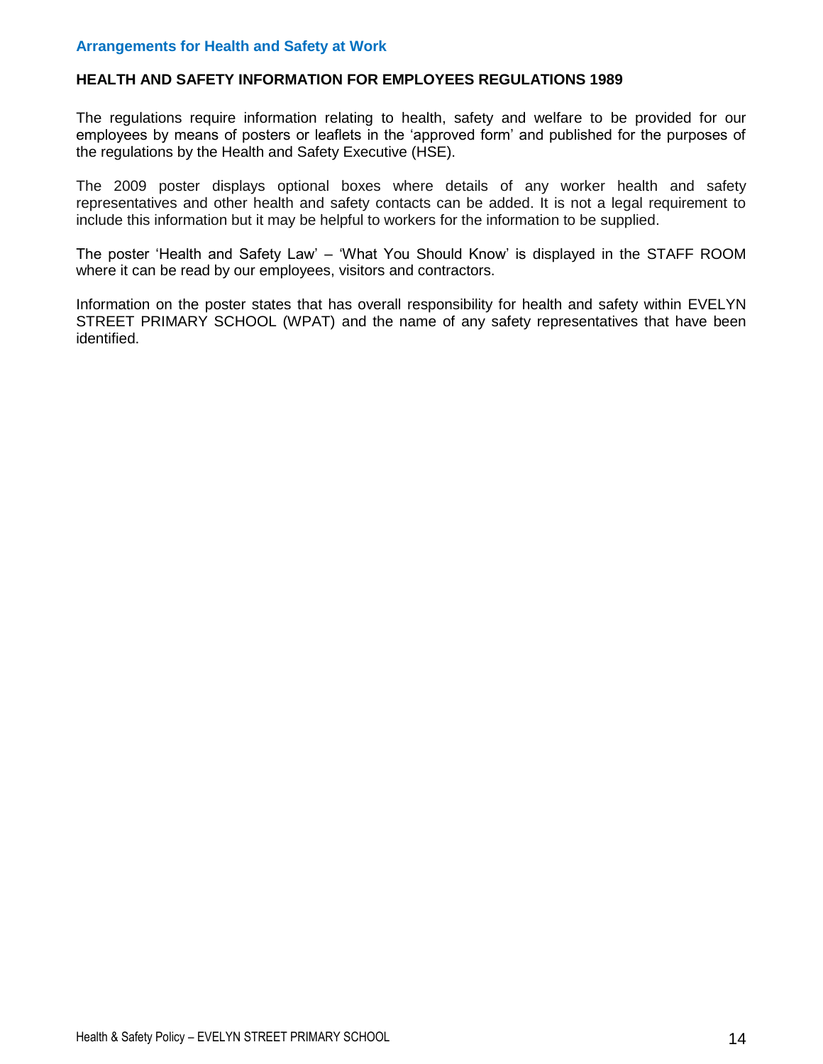## Arrangements for Health and Safety at Work

### HEALTH AND SAFETY INFORMATION FOR EMPLOYEES REGULATIONS 1989

The regulations require information relating to health, safety and welfare to be provided for our employees by means of posters or leaflets in the 'approved form' and published for the purposes of the regulations by the Health and Safety Executive (HSE).

The 2009 poster displays optional boxes where details of any worker health and safety representatives and other health and safety contacts can be added. It is not a legal requirement to include this information but it may be helpful to workers for the information to be supplied.

The poster 'Health and Safety Law' – 'What You Should Know' is displayed in the STAFF ROOM where it can be read by our employees, visitors and contractors.

Information on the poster states that has overall responsibility for health and safety within EVELYN STREET PRIMARY SCHOOL (WPAT) and the name of any safety representatives that have been identified.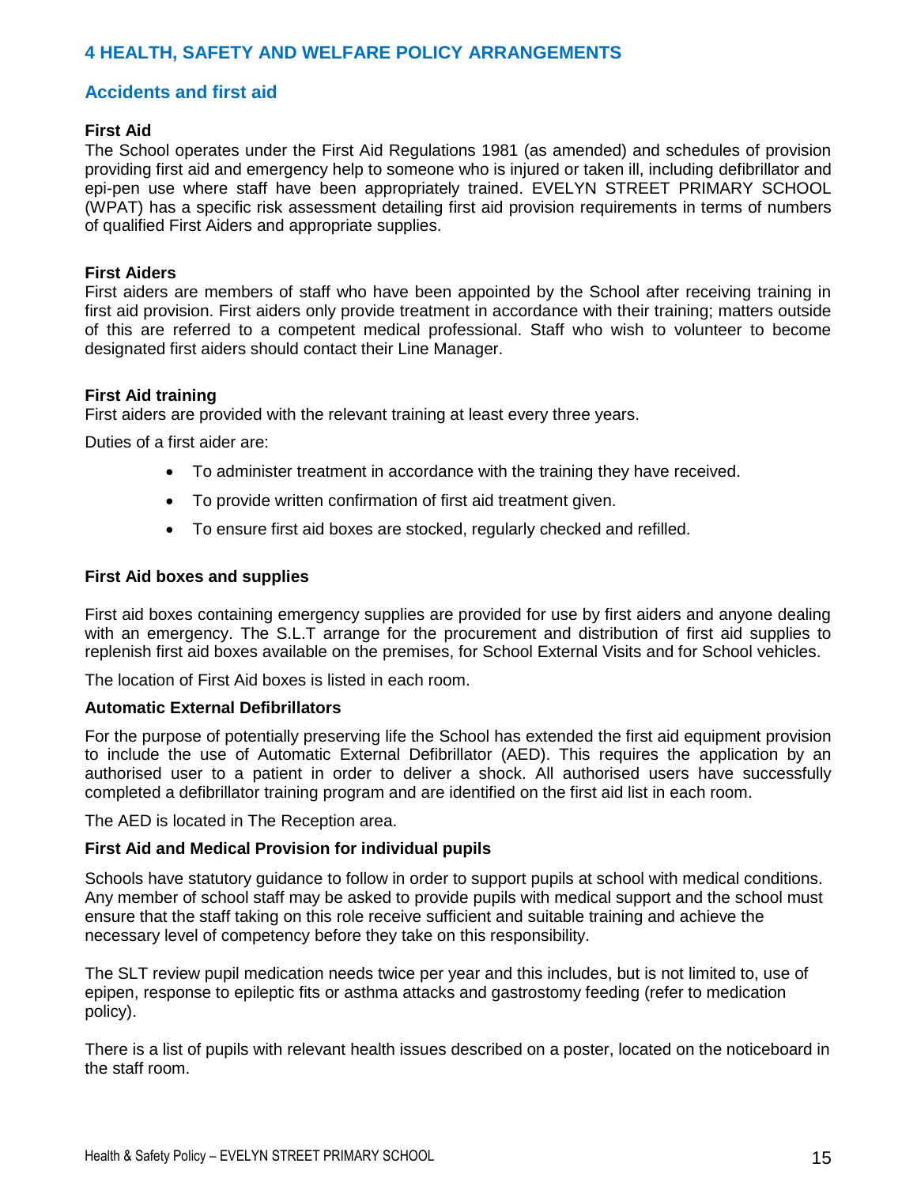## 4 HEALTH, SAFETY AND WELFARE POLICY ARRANGEMENTS

### Accidents and first aid

**First Aid**

The School operates under the First Aid Regulations 1981 (as amended) and schedules of provision providing first aid and emergency help to someone who is injured or taken ill, including defibrillator and epi-pen use where staff have been appropriately trained. EVELYN STREET PRIMARY SCHOOL (WPAT) has a specific risk assessment detailing first aid provision requirements in terms of numbers of qualified First Aiders and appropriate supplies.

**First Aiders**

First aiders are members of staff who have been appointed by the School after receiving training in first aid provision. First aiders only provide treatment in accordance with their training; matters outside of this are referred to a competent medical professional. Staff who wish to volunteer to become designated first aiders should contact their Line Manager.

**First Aid training**

First aiders are provided with the relevant training at least every three years.

Duties of a first aider are:

- To administer treatment in accordance with the training they have received.
- To provide written confirmation of first aid treatment given.
- To ensure first aid boxes are stocked, regularly checked and refilled.

**First Aid boxes and supplies**

First aid boxes containing emergency supplies are provided for use by first aiders and anyone dealing with an emergency. The S.L.T arrange for the procurement and distribution of first aid supplies to replenish first aid boxes available on the premises, for School External Visits and for School vehicles.

The location of First Aid boxes is listed in each room.

**Automatic External Defibrillators**

For the purpose of potentially preserving life the School has extended the first aid equipment provision to include the use of Automatic External Defibrillator (AED). This requires the application by an authorised user to a patient in order to deliver a shock. All authorised users have successfully completed a defibrillator training program and are identified on the first aid list in each room.

The AED is located in The Reception area.

**First Aid and Medical Provision for individual pupils**

Schools have statutory guidance to follow in order to support pupils at school with medical conditions. Any member of school staff may be asked to provide pupils with medical support and the school must ensure that the staff taking on this role receive sufficient and suitable training and achieve the necessary level of competency before they take on this responsibility.

The SLT review pupil medication needs twice per year and this includes, but is not limited to, use of epipen, response to epileptic fits or asthma attacks and gastrostomy feeding (refer to medication policy).

There is a list of pupils with relevant health issues described on a poster, located on the noticeboard in the staff room.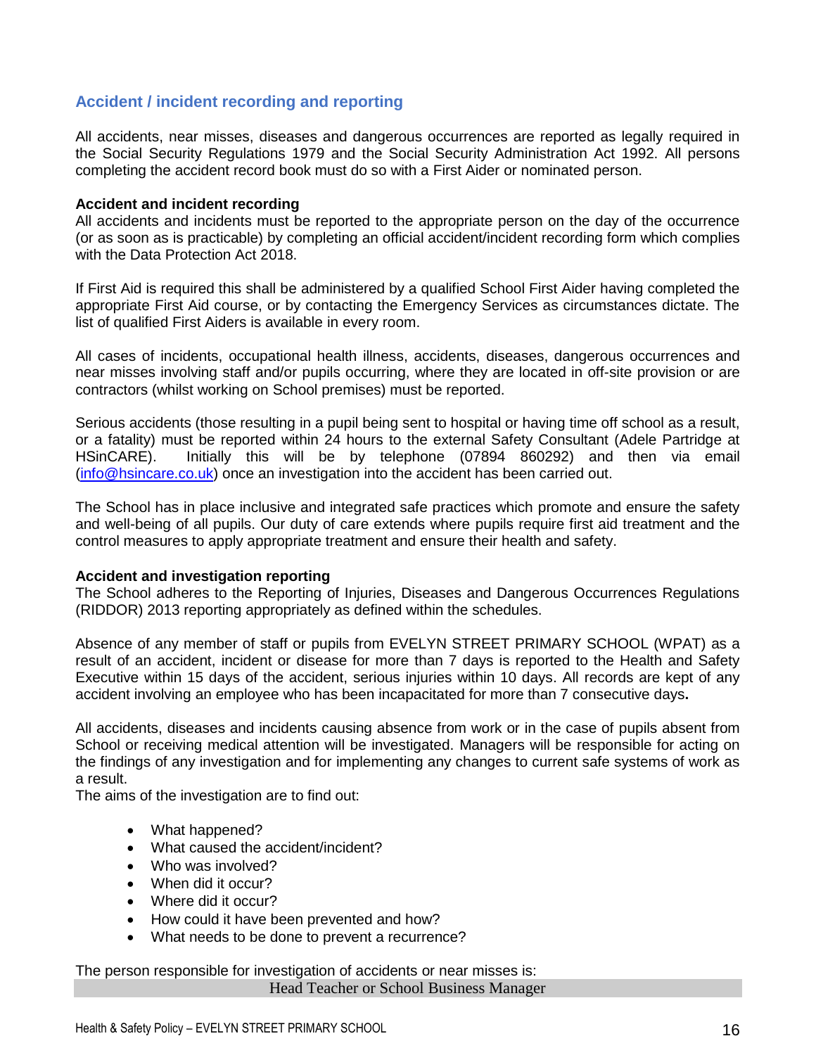## Accident / incident recording and reporting

All accidents, near misses, diseases and dangerous occurrences are reported as legally required in the Social Security Regulations 1979 and the Social Security Administration Act 1992. All persons completing the accident record book must do so with a First Aider or nominated person.

**Accident and incident recording**
All accidents and incidents must be reported to the appropriate person on the day of the occurrence (or as soon as is practicable) by completing an official accident/incident recording form which complies with the Data Protection Act 2018.

If First Aid is required this shall be administered by a qualified School First Aider having completed the appropriate First Aid course, or by contacting the Emergency Services as circumstances dictate. The list of qualified First Aiders is available in every room.

All cases of incidents, occupational health illness, accidents, diseases, dangerous occurrences and near misses involving staff and/or pupils occurring, where they are located in off-site provision or are contractors (whilst working on School premises) must be reported.

Serious accidents (those resulting in a pupil being sent to hospital or having time off school as a result, or a fatality) must be reported within 24 hours to the external Safety Consultant (Adele Partridge at HSinCARE). Initially this will be by telephone (07894 860292) and then via email (info@hsincare.co.uk) once an investigation into the accident has been carried out.

The School has in place inclusive and integrated safe practices which promote and ensure the safety and well-being of all pupils. Our duty of care extends where pupils require first aid treatment and the control measures to apply appropriate treatment and ensure their health and safety.

**Accident and investigation reporting**
The School adheres to the Reporting of Injuries, Diseases and Dangerous Occurrences Regulations (RIDDOR) 2013 reporting appropriately as defined within the schedules.

Absence of any member of staff or pupils from EVELYN STREET PRIMARY SCHOOL (WPAT) as a result of an accident, incident or disease for more than 7 days is reported to the Health and Safety Executive within 15 days of the accident, serious injuries within 10 days. All records are kept of any accident involving an employee who has been incapacitated for more than 7 consecutive days**.**

All accidents, diseases and incidents causing absence from work or in the case of pupils absent from School or receiving medical attention will be investigated. Managers will be responsible for acting on the findings of any investigation and for implementing any changes to current safe systems of work as a result.
The aims of the investigation are to find out:

- What happened?
- What caused the accident/incident?
- Who was involved?
- When did it occur?
- Where did it occur?
- How could it have been prevented and how?
- What needs to be done to prevent a recurrence?

The person responsible for investigation of accidents or near misses is:

| Head Teacher or School Business Manager |
|---|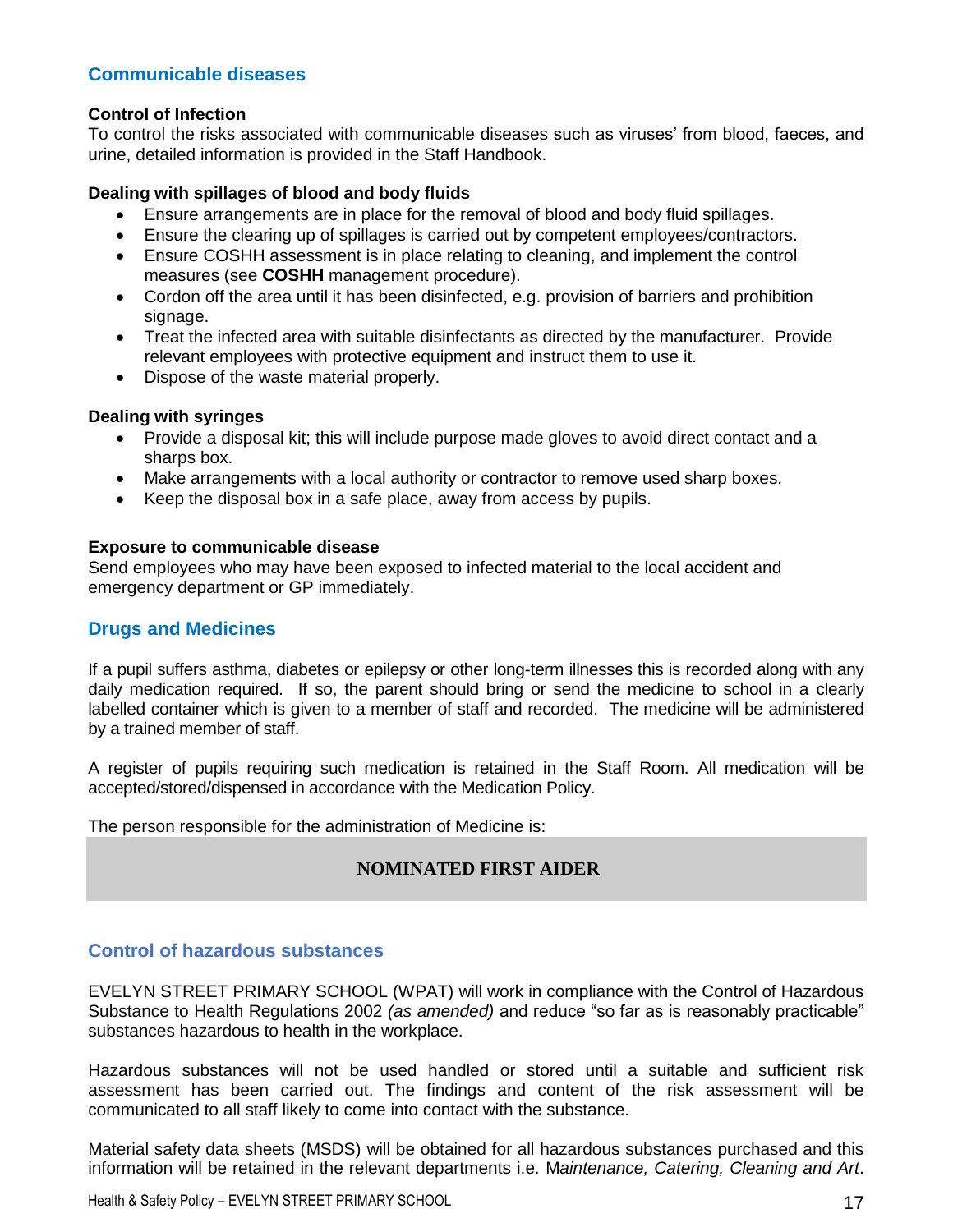## Communicable diseases

**Control of Infection**
To control the risks associated with communicable diseases such as viruses' from blood, faeces, and urine, detailed information is provided in the Staff Handbook.

**Dealing with spillages of blood and body fluids**

- Ensure arrangements are in place for the removal of blood and body fluid spillages.
- Ensure the clearing up of spillages is carried out by competent employees/contractors.
- Ensure COSHH assessment is in place relating to cleaning, and implement the control measures (see **COSHH** management procedure).
- Cordon off the area until it has been disinfected, e.g. provision of barriers and prohibition signage.
- Treat the infected area with suitable disinfectants as directed by the manufacturer. Provide relevant employees with protective equipment and instruct them to use it.
- Dispose of the waste material properly.

**Dealing with syringes**

- Provide a disposal kit; this will include purpose made gloves to avoid direct contact and a sharps box.
- Make arrangements with a local authority or contractor to remove used sharp boxes.
- Keep the disposal box in a safe place, away from access by pupils.

**Exposure to communicable disease**
Send employees who may have been exposed to infected material to the local accident and emergency department or GP immediately.

## Drugs and Medicines

If a pupil suffers asthma, diabetes or epilepsy or other long-term illnesses this is recorded along with any daily medication required. If so, the parent should bring or send the medicine to school in a clearly labelled container which is given to a member of staff and recorded. The medicine will be administered by a trained member of staff.

A register of pupils requiring such medication is retained in the Staff Room. All medication will be accepted/stored/dispensed in accordance with the Medication Policy.

The person responsible for the administration of Medicine is:

**NOMINATED FIRST AIDER**

## Control of hazardous substances

EVELYN STREET PRIMARY SCHOOL (WPAT) will work in compliance with the Control of Hazardous Substance to Health Regulations 2002 *(as amended)* and reduce "so far as is reasonably practicable" substances hazardous to health in the workplace.

Hazardous substances will not be used handled or stored until a suitable and sufficient risk assessment has been carried out. The findings and content of the risk assessment will be communicated to all staff likely to come into contact with the substance.

Material safety data sheets (MSDS) will be obtained for all hazardous substances purchased and this information will be retained in the relevant departments i.e. M*aintenance, Catering, Cleaning and Art*.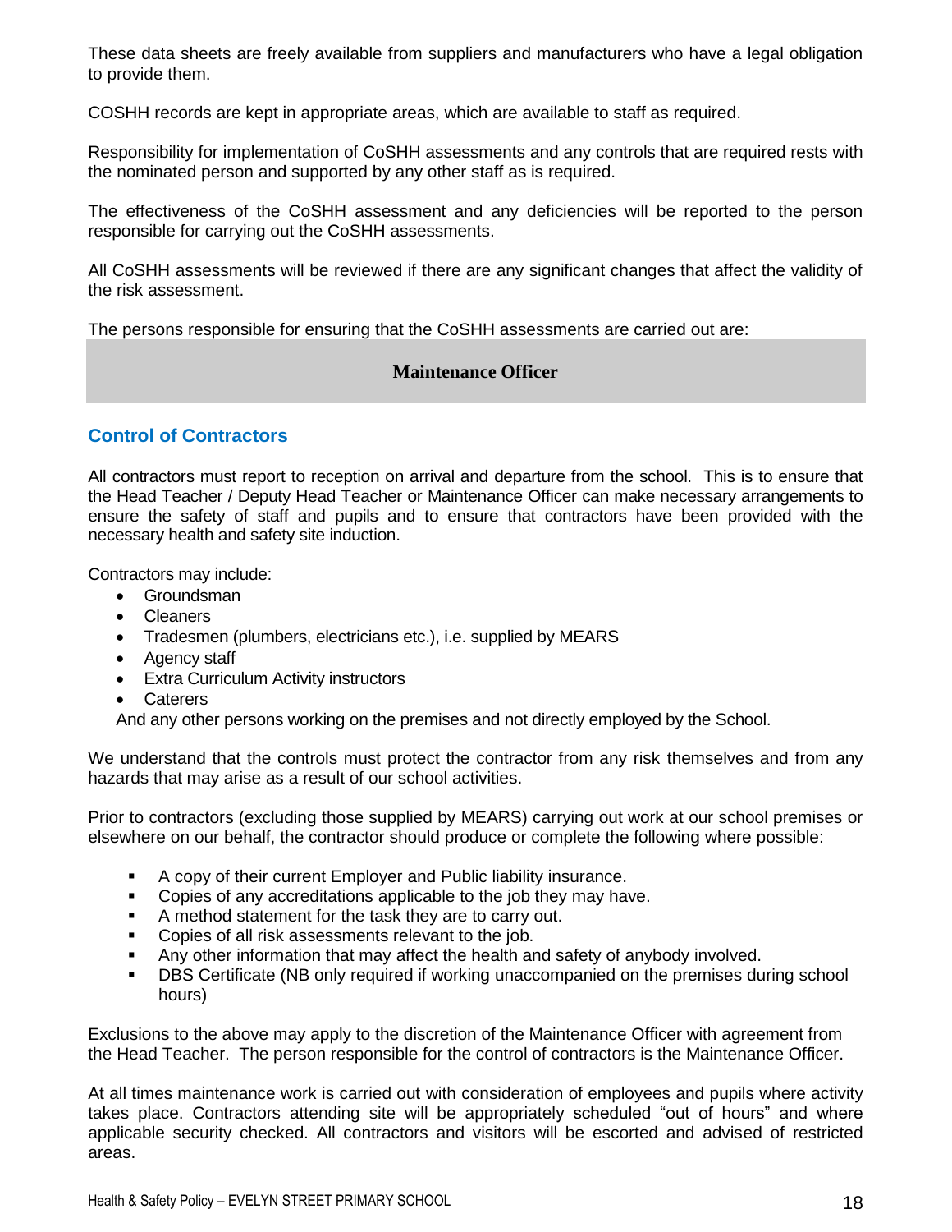These data sheets are freely available from suppliers and manufacturers who have a legal obligation to provide them.

COSHH records are kept in appropriate areas, which are available to staff as required.

Responsibility for implementation of CoSHH assessments and any controls that are required rests with the nominated person and supported by any other staff as is required.

The effectiveness of the CoSHH assessment and any deficiencies will be reported to the person responsible for carrying out the CoSHH assessments.

All CoSHH assessments will be reviewed if there are any significant changes that affect the validity of the risk assessment.

The persons responsible for ensuring that the CoSHH assessments are carried out are:

| **Maintenance Officer** |
| --- |

## Control of Contractors

All contractors must report to reception on arrival and departure from the school. This is to ensure that the Head Teacher / Deputy Head Teacher or Maintenance Officer can make necessary arrangements to ensure the safety of staff and pupils and to ensure that contractors have been provided with the necessary health and safety site induction.

Contractors may include:

- Groundsman
- Cleaners
- Tradesmen (plumbers, electricians etc.), i.e. supplied by MEARS
- Agency staff
- Extra Curriculum Activity instructors
- Caterers

And any other persons working on the premises and not directly employed by the School.

We understand that the controls must protect the contractor from any risk themselves and from any hazards that may arise as a result of our school activities.

Prior to contractors (excluding those supplied by MEARS) carrying out work at our school premises or elsewhere on our behalf, the contractor should produce or complete the following where possible:

- A copy of their current Employer and Public liability insurance.
- Copies of any accreditations applicable to the job they may have.
- A method statement for the task they are to carry out.
- Copies of all risk assessments relevant to the job.
- Any other information that may affect the health and safety of anybody involved.
- DBS Certificate (NB only required if working unaccompanied on the premises during school hours)

Exclusions to the above may apply to the discretion of the Maintenance Officer with agreement from the Head Teacher. The person responsible for the control of contractors is the Maintenance Officer.

At all times maintenance work is carried out with consideration of employees and pupils where activity takes place. Contractors attending site will be appropriately scheduled "out of hours" and where applicable security checked. All contractors and visitors will be escorted and advised of restricted areas.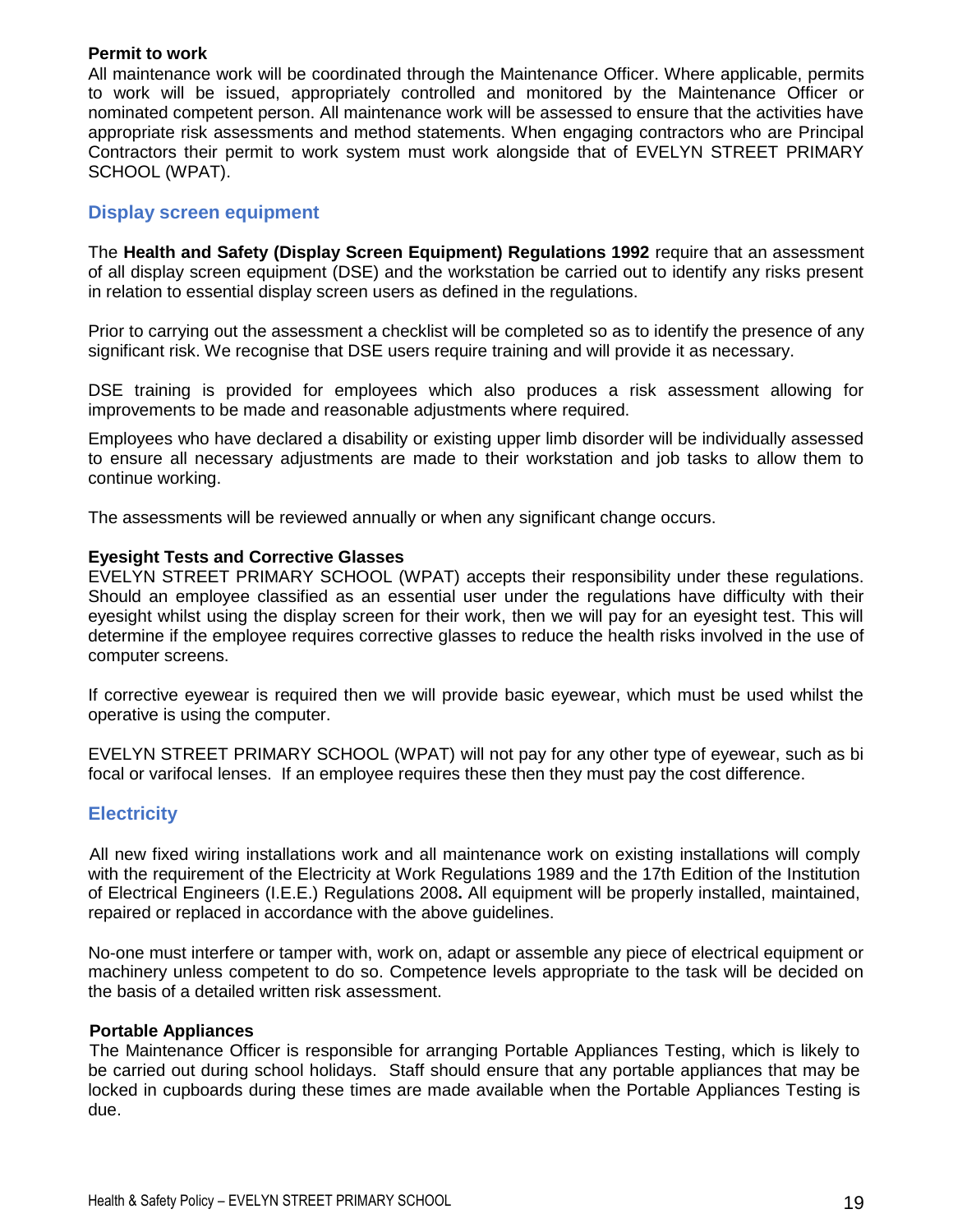**Permit to work**

All maintenance work will be coordinated through the Maintenance Officer. Where applicable, permits to work will be issued, appropriately controlled and monitored by the Maintenance Officer or nominated competent person. All maintenance work will be assessed to ensure that the activities have appropriate risk assessments and method statements. When engaging contractors who are Principal Contractors their permit to work system must work alongside that of EVELYN STREET PRIMARY SCHOOL (WPAT).

## Display screen equipment

The **Health and Safety (Display Screen Equipment) Regulations 1992** require that an assessment of all display screen equipment (DSE) and the workstation be carried out to identify any risks present in relation to essential display screen users as defined in the regulations.

Prior to carrying out the assessment a checklist will be completed so as to identify the presence of any significant risk. We recognise that DSE users require training and will provide it as necessary.

DSE training is provided for employees which also produces a risk assessment allowing for improvements to be made and reasonable adjustments where required.

Employees who have declared a disability or existing upper limb disorder will be individually assessed to ensure all necessary adjustments are made to their workstation and job tasks to allow them to continue working.

The assessments will be reviewed annually or when any significant change occurs.

**Eyesight Tests and Corrective Glasses**

EVELYN STREET PRIMARY SCHOOL (WPAT) accepts their responsibility under these regulations. Should an employee classified as an essential user under the regulations have difficulty with their eyesight whilst using the display screen for their work, then we will pay for an eyesight test. This will determine if the employee requires corrective glasses to reduce the health risks involved in the use of computer screens.

If corrective eyewear is required then we will provide basic eyewear, which must be used whilst the operative is using the computer.

EVELYN STREET PRIMARY SCHOOL (WPAT) will not pay for any other type of eyewear, such as bi focal or varifocal lenses. If an employee requires these then they must pay the cost difference.

## Electricity

All new fixed wiring installations work and all maintenance work on existing installations will comply with the requirement of the Electricity at Work Regulations 1989 and the 17th Edition of the Institution of Electrical Engineers (I.E.E.) Regulations 2008**.** All equipment will be properly installed, maintained, repaired or replaced in accordance with the above guidelines.

No-one must interfere or tamper with, work on, adapt or assemble any piece of electrical equipment or machinery unless competent to do so. Competence levels appropriate to the task will be decided on the basis of a detailed written risk assessment.

**Portable Appliances**

The Maintenance Officer is responsible for arranging Portable Appliances Testing, which is likely to be carried out during school holidays. Staff should ensure that any portable appliances that may be locked in cupboards during these times are made available when the Portable Appliances Testing is due.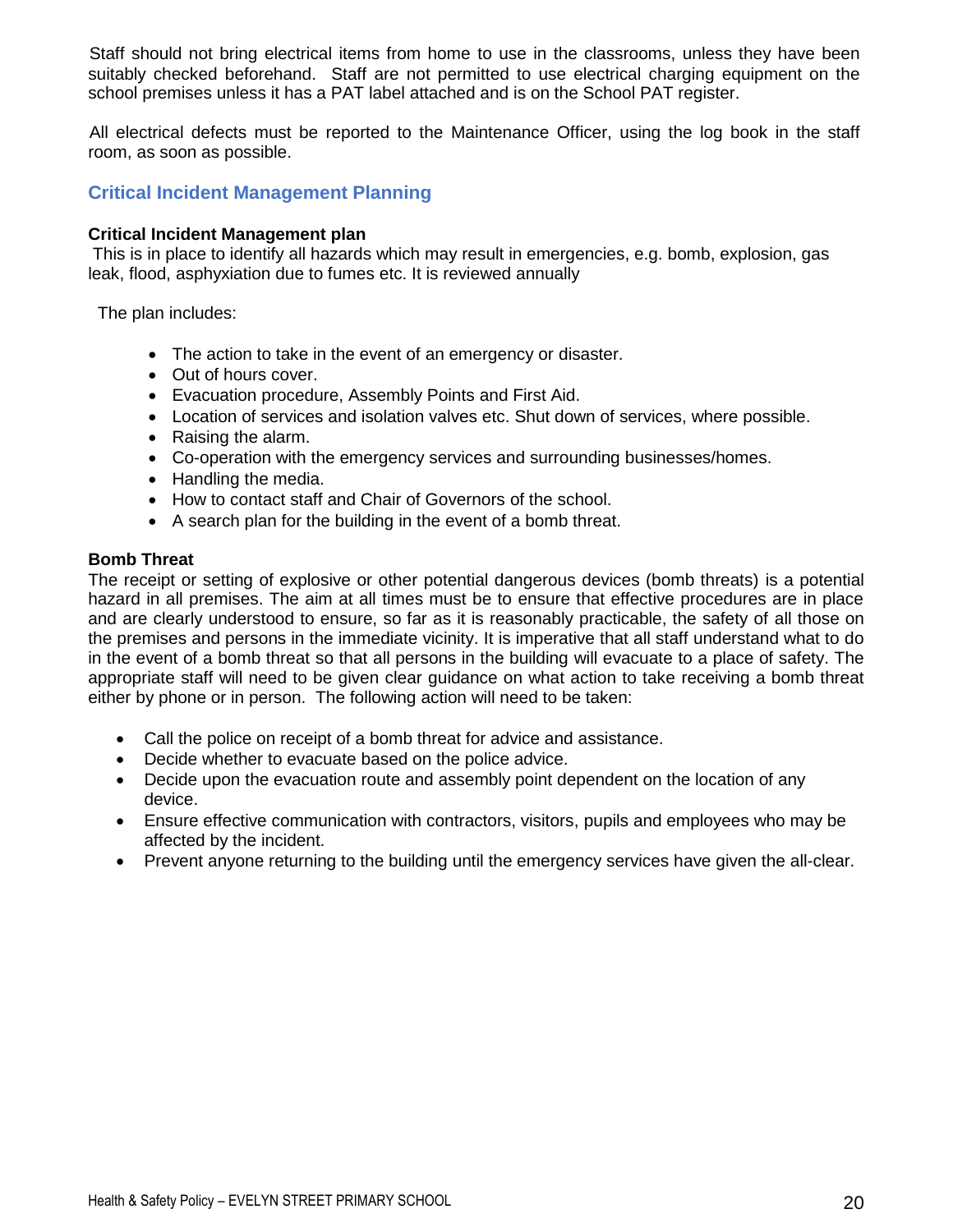Staff should not bring electrical items from home to use in the classrooms, unless they have been suitably checked beforehand. Staff are not permitted to use electrical charging equipment on the school premises unless it has a PAT label attached and is on the School PAT register.

All electrical defects must be reported to the Maintenance Officer, using the log book in the staff room, as soon as possible.

## Critical Incident Management Planning

**Critical Incident Management plan**

This is in place to identify all hazards which may result in emergencies, e.g. bomb, explosion, gas leak, flood, asphyxiation due to fumes etc. It is reviewed annually

The plan includes:

- The action to take in the event of an emergency or disaster.
- Out of hours cover.
- Evacuation procedure, Assembly Points and First Aid.
- Location of services and isolation valves etc. Shut down of services, where possible.
- Raising the alarm.
- Co-operation with the emergency services and surrounding businesses/homes.
- Handling the media.
- How to contact staff and Chair of Governors of the school.
- A search plan for the building in the event of a bomb threat.

**Bomb Threat**

The receipt or setting of explosive or other potential dangerous devices (bomb threats) is a potential hazard in all premises. The aim at all times must be to ensure that effective procedures are in place and are clearly understood to ensure, so far as it is reasonably practicable, the safety of all those on the premises and persons in the immediate vicinity. It is imperative that all staff understand what to do in the event of a bomb threat so that all persons in the building will evacuate to a place of safety. The appropriate staff will need to be given clear guidance on what action to take receiving a bomb threat either by phone or in person. The following action will need to be taken:

- Call the police on receipt of a bomb threat for advice and assistance.
- Decide whether to evacuate based on the police advice.
- Decide upon the evacuation route and assembly point dependent on the location of any device.
- Ensure effective communication with contractors, visitors, pupils and employees who may be affected by the incident.
- Prevent anyone returning to the building until the emergency services have given the all-clear.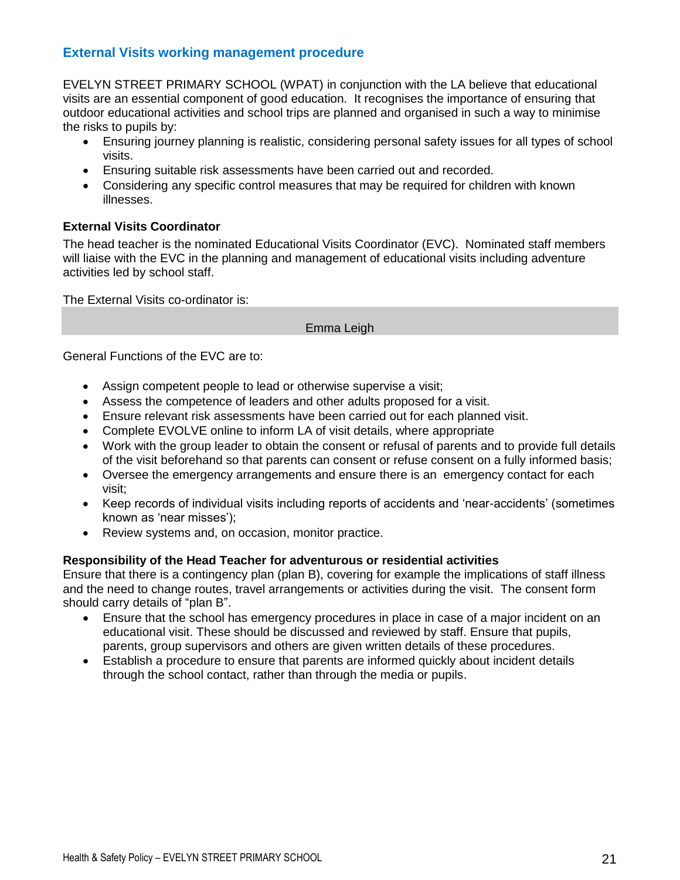## External Visits working management procedure

EVELYN STREET PRIMARY SCHOOL (WPAT) in conjunction with the LA believe that educational visits are an essential component of good education. It recognises the importance of ensuring that outdoor educational activities and school trips are planned and organised in such a way to minimise the risks to pupils by:

- Ensuring journey planning is realistic, considering personal safety issues for all types of school visits.
- Ensuring suitable risk assessments have been carried out and recorded.
- Considering any specific control measures that may be required for children with known illnesses.

### External Visits Coordinator

The head teacher is the nominated Educational Visits Coordinator (EVC). Nominated staff members will liaise with the EVC in the planning and management of educational visits including adventure activities led by school staff.

The External Visits co-ordinator is:

| Emma Leigh |
|---|

General Functions of the EVC are to:

- Assign competent people to lead or otherwise supervise a visit;
- Assess the competence of leaders and other adults proposed for a visit.
- Ensure relevant risk assessments have been carried out for each planned visit.
- Complete EVOLVE online to inform LA of visit details, where appropriate
- Work with the group leader to obtain the consent or refusal of parents and to provide full details of the visit beforehand so that parents can consent or refuse consent on a fully informed basis;
- Oversee the emergency arrangements and ensure there is an emergency contact for each visit;
- Keep records of individual visits including reports of accidents and 'near-accidents' (sometimes known as 'near misses');
- Review systems and, on occasion, monitor practice.

### Responsibility of the Head Teacher for adventurous or residential activities

Ensure that there is a contingency plan (plan B), covering for example the implications of staff illness and the need to change routes, travel arrangements or activities during the visit. The consent form should carry details of "plan B".

- Ensure that the school has emergency procedures in place in case of a major incident on an educational visit. These should be discussed and reviewed by staff. Ensure that pupils, parents, group supervisors and others are given written details of these procedures.
- Establish a procedure to ensure that parents are informed quickly about incident details through the school contact, rather than through the media or pupils.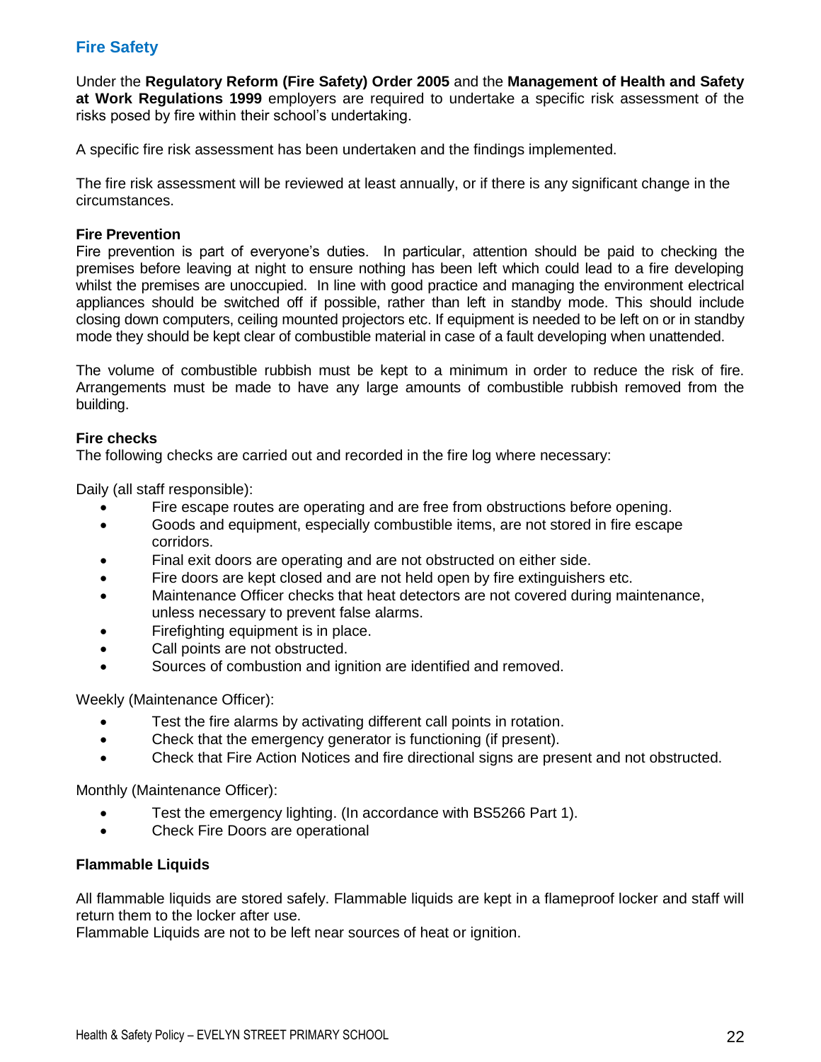## Fire Safety

Under the **Regulatory Reform (Fire Safety) Order 2005** and the **Management of Health and Safety at Work Regulations 1999** employers are required to undertake a specific risk assessment of the risks posed by fire within their school's undertaking.

A specific fire risk assessment has been undertaken and the findings implemented.

The fire risk assessment will be reviewed at least annually, or if there is any significant change in the circumstances.

### Fire Prevention

Fire prevention is part of everyone's duties. In particular, attention should be paid to checking the premises before leaving at night to ensure nothing has been left which could lead to a fire developing whilst the premises are unoccupied. In line with good practice and managing the environment electrical appliances should be switched off if possible, rather than left in standby mode. This should include closing down computers, ceiling mounted projectors etc. If equipment is needed to be left on or in standby mode they should be kept clear of combustible material in case of a fault developing when unattended.

The volume of combustible rubbish must be kept to a minimum in order to reduce the risk of fire. Arrangements must be made to have any large amounts of combustible rubbish removed from the building.

### Fire checks

The following checks are carried out and recorded in the fire log where necessary:

Daily (all staff responsible):

- Fire escape routes are operating and are free from obstructions before opening.
- Goods and equipment, especially combustible items, are not stored in fire escape corridors.
- Final exit doors are operating and are not obstructed on either side.
- Fire doors are kept closed and are not held open by fire extinguishers etc.
- Maintenance Officer checks that heat detectors are not covered during maintenance, unless necessary to prevent false alarms.
- Firefighting equipment is in place.
- Call points are not obstructed.
- Sources of combustion and ignition are identified and removed.

Weekly (Maintenance Officer):

- Test the fire alarms by activating different call points in rotation.
- Check that the emergency generator is functioning (if present).
- Check that Fire Action Notices and fire directional signs are present and not obstructed.

Monthly (Maintenance Officer):

- Test the emergency lighting. (In accordance with BS5266 Part 1).
- Check Fire Doors are operational

### Flammable Liquids

All flammable liquids are stored safely. Flammable liquids are kept in a flameproof locker and staff will return them to the locker after use.
Flammable Liquids are not to be left near sources of heat or ignition.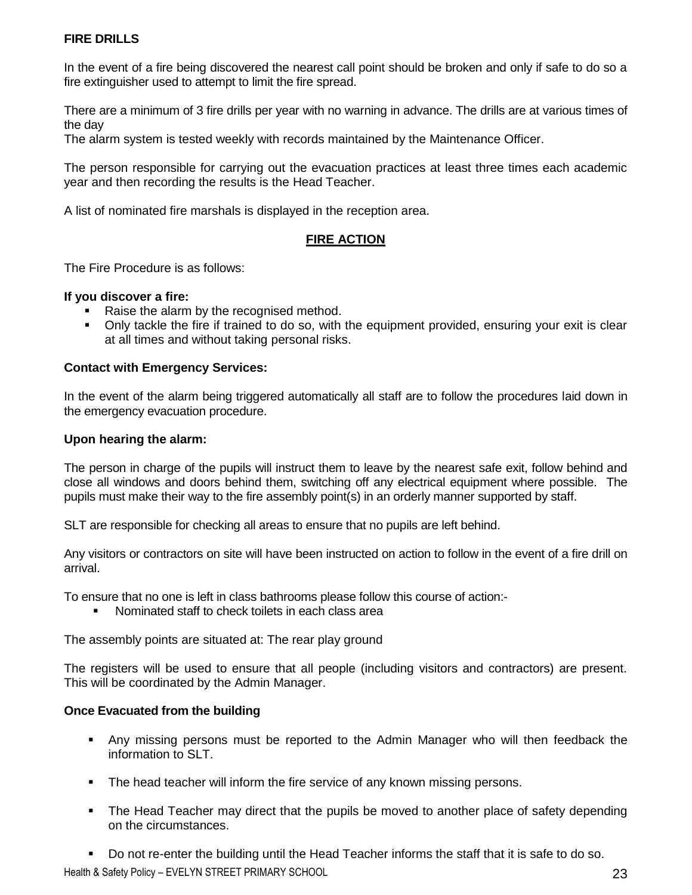**FIRE DRILLS**

In the event of a fire being discovered the nearest call point should be broken and only if safe to do so a fire extinguisher used to attempt to limit the fire spread.

There are a minimum of 3 fire drills per year with no warning in advance. The drills are at various times of the day
The alarm system is tested weekly with records maintained by the Maintenance Officer.

The person responsible for carrying out the evacuation practices at least three times each academic year and then recording the results is the Head Teacher.

A list of nominated fire marshals is displayed in the reception area.

## FIRE ACTION

The Fire Procedure is as follows:

**If you discover a fire:**

- Raise the alarm by the recognised method.
- Only tackle the fire if trained to do so, with the equipment provided, ensuring your exit is clear at all times and without taking personal risks.

**Contact with Emergency Services:**

In the event of the alarm being triggered automatically all staff are to follow the procedures laid down in the emergency evacuation procedure.

**Upon hearing the alarm:**

The person in charge of the pupils will instruct them to leave by the nearest safe exit, follow behind and close all windows and doors behind them, switching off any electrical equipment where possible. The pupils must make their way to the fire assembly point(s) in an orderly manner supported by staff.

SLT are responsible for checking all areas to ensure that no pupils are left behind.

Any visitors or contractors on site will have been instructed on action to follow in the event of a fire drill on arrival.

To ensure that no one is left in class bathrooms please follow this course of action:-

- Nominated staff to check toilets in each class area

The assembly points are situated at: The rear play ground

The registers will be used to ensure that all people (including visitors and contractors) are present. This will be coordinated by the Admin Manager.

**Once Evacuated from the building**

- Any missing persons must be reported to the Admin Manager who will then feedback the information to SLT.
- The head teacher will inform the fire service of any known missing persons.
- The Head Teacher may direct that the pupils be moved to another place of safety depending on the circumstances.
- Do not re-enter the building until the Head Teacher informs the staff that it is safe to do so.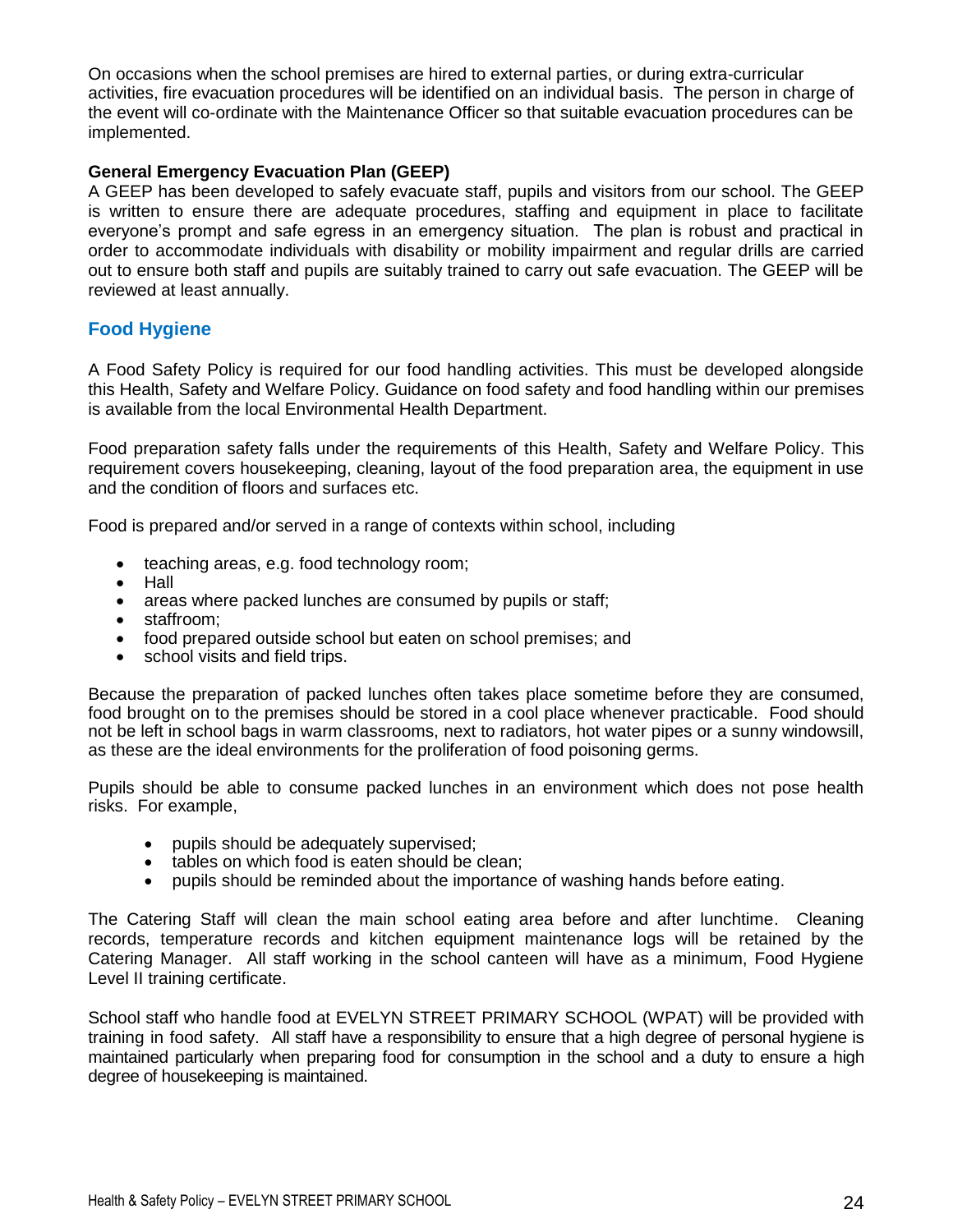On occasions when the school premises are hired to external parties, or during extra-curricular activities, fire evacuation procedures will be identified on an individual basis. The person in charge of the event will co-ordinate with the Maintenance Officer so that suitable evacuation procedures can be implemented.

**General Emergency Evacuation Plan (GEEP)**

A GEEP has been developed to safely evacuate staff, pupils and visitors from our school. The GEEP is written to ensure there are adequate procedures, staffing and equipment in place to facilitate everyone's prompt and safe egress in an emergency situation. The plan is robust and practical in order to accommodate individuals with disability or mobility impairment and regular drills are carried out to ensure both staff and pupils are suitably trained to carry out safe evacuation. The GEEP will be reviewed at least annually.

## Food Hygiene

A Food Safety Policy is required for our food handling activities. This must be developed alongside this Health, Safety and Welfare Policy. Guidance on food safety and food handling within our premises is available from the local Environmental Health Department.

Food preparation safety falls under the requirements of this Health, Safety and Welfare Policy. This requirement covers housekeeping, cleaning, layout of the food preparation area, the equipment in use and the condition of floors and surfaces etc.

Food is prepared and/or served in a range of contexts within school, including

- teaching areas, e.g. food technology room;
- Hall
- areas where packed lunches are consumed by pupils or staff;
- staffroom;
- food prepared outside school but eaten on school premises; and
- school visits and field trips.

Because the preparation of packed lunches often takes place sometime before they are consumed, food brought on to the premises should be stored in a cool place whenever practicable. Food should not be left in school bags in warm classrooms, next to radiators, hot water pipes or a sunny windowsill, as these are the ideal environments for the proliferation of food poisoning germs.

Pupils should be able to consume packed lunches in an environment which does not pose health risks. For example,

- pupils should be adequately supervised;
- tables on which food is eaten should be clean;
- pupils should be reminded about the importance of washing hands before eating.

The Catering Staff will clean the main school eating area before and after lunchtime. Cleaning records, temperature records and kitchen equipment maintenance logs will be retained by the Catering Manager. All staff working in the school canteen will have as a minimum, Food Hygiene Level II training certificate.

School staff who handle food at EVELYN STREET PRIMARY SCHOOL (WPAT) will be provided with training in food safety. All staff have a responsibility to ensure that a high degree of personal hygiene is maintained particularly when preparing food for consumption in the school and a duty to ensure a high degree of housekeeping is maintained.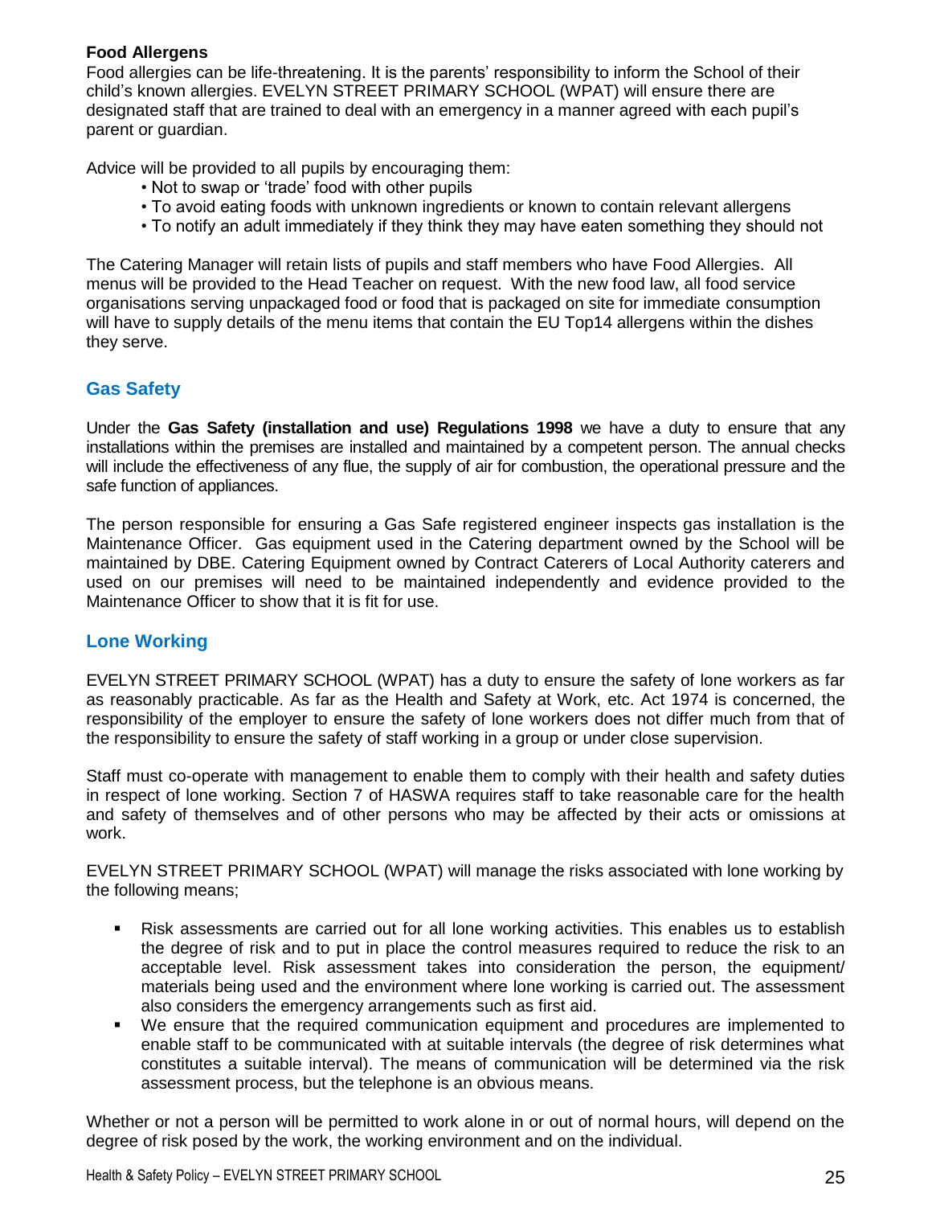**Food Allergens**

Food allergies can be life-threatening. It is the parents' responsibility to inform the School of their child's known allergies. EVELYN STREET PRIMARY SCHOOL (WPAT) will ensure there are designated staff that are trained to deal with an emergency in a manner agreed with each pupil's parent or guardian.

Advice will be provided to all pupils by encouraging them:

- Not to swap or 'trade' food with other pupils
- To avoid eating foods with unknown ingredients or known to contain relevant allergens
- To notify an adult immediately if they think they may have eaten something they should not

The Catering Manager will retain lists of pupils and staff members who have Food Allergies. All menus will be provided to the Head Teacher on request. With the new food law, all food service organisations serving unpackaged food or food that is packaged on site for immediate consumption will have to supply details of the menu items that contain the EU Top14 allergens within the dishes they serve.

## Gas Safety

Under the **Gas Safety (installation and use) Regulations 1998** we have a duty to ensure that any installations within the premises are installed and maintained by a competent person. The annual checks will include the effectiveness of any flue, the supply of air for combustion, the operational pressure and the safe function of appliances.

The person responsible for ensuring a Gas Safe registered engineer inspects gas installation is the Maintenance Officer. Gas equipment used in the Catering department owned by the School will be maintained by DBE. Catering Equipment owned by Contract Caterers of Local Authority caterers and used on our premises will need to be maintained independently and evidence provided to the Maintenance Officer to show that it is fit for use.

## Lone Working

EVELYN STREET PRIMARY SCHOOL (WPAT) has a duty to ensure the safety of lone workers as far as reasonably practicable. As far as the Health and Safety at Work, etc. Act 1974 is concerned, the responsibility of the employer to ensure the safety of lone workers does not differ much from that of the responsibility to ensure the safety of staff working in a group or under close supervision.

Staff must co-operate with management to enable them to comply with their health and safety duties in respect of lone working. Section 7 of HASWA requires staff to take reasonable care for the health and safety of themselves and of other persons who may be affected by their acts or omissions at work.

EVELYN STREET PRIMARY SCHOOL (WPAT) will manage the risks associated with lone working by the following means;

- Risk assessments are carried out for all lone working activities. This enables us to establish the degree of risk and to put in place the control measures required to reduce the risk to an acceptable level. Risk assessment takes into consideration the person, the equipment/ materials being used and the environment where lone working is carried out. The assessment also considers the emergency arrangements such as first aid.
- We ensure that the required communication equipment and procedures are implemented to enable staff to be communicated with at suitable intervals (the degree of risk determines what constitutes a suitable interval). The means of communication will be determined via the risk assessment process, but the telephone is an obvious means.

Whether or not a person will be permitted to work alone in or out of normal hours, will depend on the degree of risk posed by the work, the working environment and on the individual.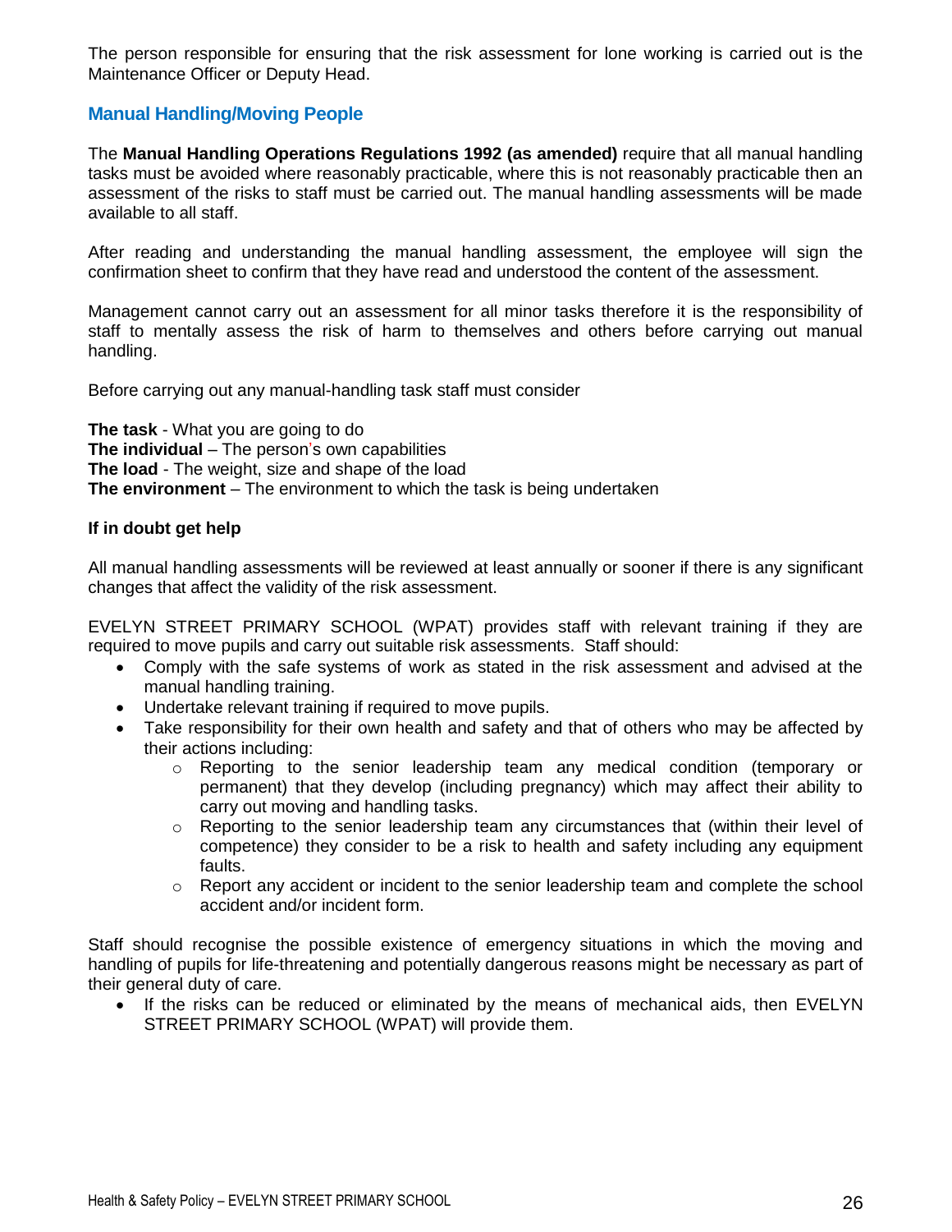The person responsible for ensuring that the risk assessment for lone working is carried out is the Maintenance Officer or Deputy Head.

## Manual Handling/Moving People

The **Manual Handling Operations Regulations 1992 (as amended)** require that all manual handling tasks must be avoided where reasonably practicable, where this is not reasonably practicable then an assessment of the risks to staff must be carried out. The manual handling assessments will be made available to all staff.

After reading and understanding the manual handling assessment, the employee will sign the confirmation sheet to confirm that they have read and understood the content of the assessment.

Management cannot carry out an assessment for all minor tasks therefore it is the responsibility of staff to mentally assess the risk of harm to themselves and others before carrying out manual handling.

Before carrying out any manual-handling task staff must consider

**The task** - What you are going to do
**The individual** – The person's own capabilities
**The load** - The weight, size and shape of the load
**The environment** – The environment to which the task is being undertaken

**If in doubt get help**

All manual handling assessments will be reviewed at least annually or sooner if there is any significant changes that affect the validity of the risk assessment.

EVELYN STREET PRIMARY SCHOOL (WPAT) provides staff with relevant training if they are required to move pupils and carry out suitable risk assessments. Staff should:

- Comply with the safe systems of work as stated in the risk assessment and advised at the manual handling training.
- Undertake relevant training if required to move pupils.
- Take responsibility for their own health and safety and that of others who may be affected by their actions including:
    - Reporting to the senior leadership team any medical condition (temporary or permanent) that they develop (including pregnancy) which may affect their ability to carry out moving and handling tasks.
    - Reporting to the senior leadership team any circumstances that (within their level of competence) they consider to be a risk to health and safety including any equipment faults.
    - Report any accident or incident to the senior leadership team and complete the school accident and/or incident form.

Staff should recognise the possible existence of emergency situations in which the moving and handling of pupils for life-threatening and potentially dangerous reasons might be necessary as part of their general duty of care.

- If the risks can be reduced or eliminated by the means of mechanical aids, then EVELYN STREET PRIMARY SCHOOL (WPAT) will provide them.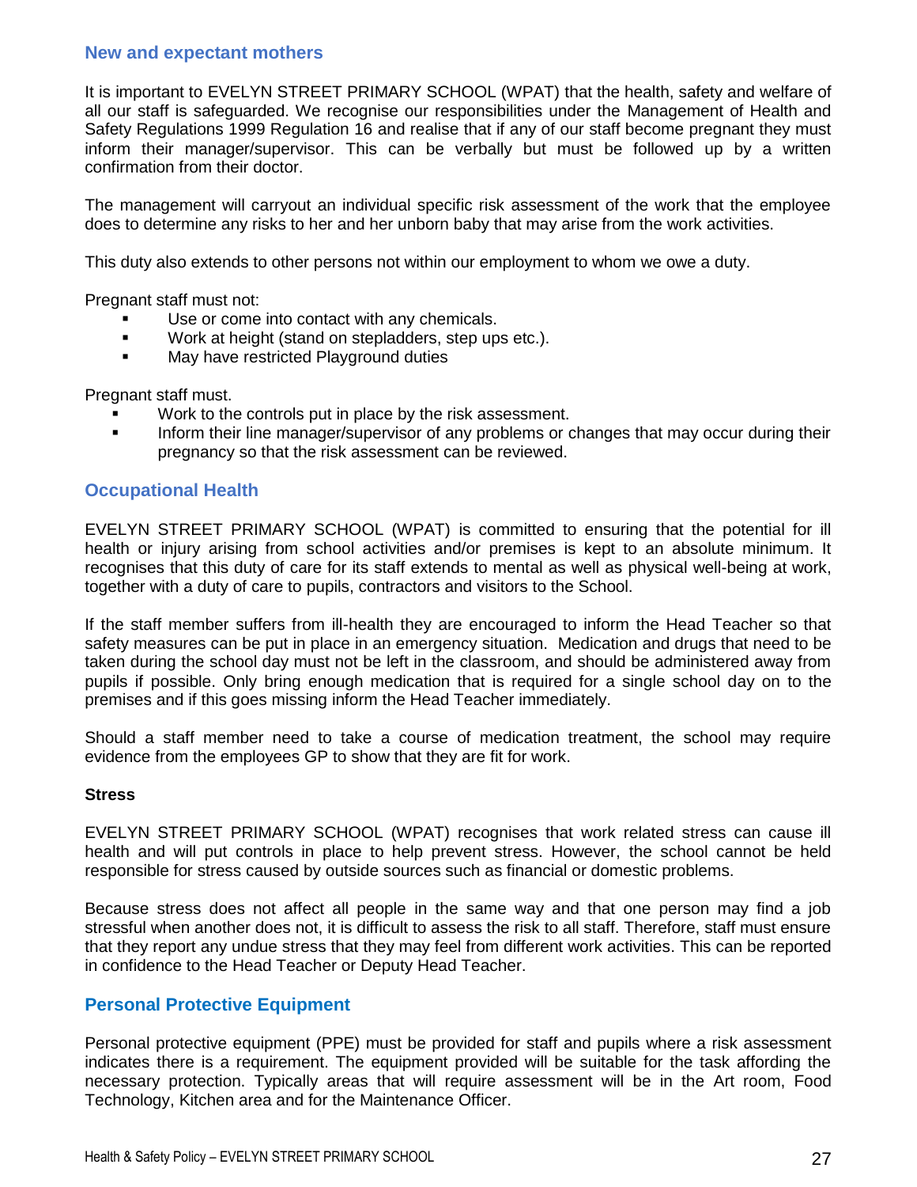## New and expectant mothers

It is important to EVELYN STREET PRIMARY SCHOOL (WPAT) that the health, safety and welfare of all our staff is safeguarded. We recognise our responsibilities under the Management of Health and Safety Regulations 1999 Regulation 16 and realise that if any of our staff become pregnant they must inform their manager/supervisor. This can be verbally but must be followed up by a written confirmation from their doctor.

The management will carryout an individual specific risk assessment of the work that the employee does to determine any risks to her and her unborn baby that may arise from the work activities.

This duty also extends to other persons not within our employment to whom we owe a duty.

Pregnant staff must not:

- Use or come into contact with any chemicals.
- Work at height (stand on stepladders, step ups etc.).
- May have restricted Playground duties

Pregnant staff must.

- Work to the controls put in place by the risk assessment.
- Inform their line manager/supervisor of any problems or changes that may occur during their pregnancy so that the risk assessment can be reviewed.

## Occupational Health

EVELYN STREET PRIMARY SCHOOL (WPAT) is committed to ensuring that the potential for ill health or injury arising from school activities and/or premises is kept to an absolute minimum. It recognises that this duty of care for its staff extends to mental as well as physical well-being at work, together with a duty of care to pupils, contractors and visitors to the School.

If the staff member suffers from ill-health they are encouraged to inform the Head Teacher so that safety measures can be put in place in an emergency situation. Medication and drugs that need to be taken during the school day must not be left in the classroom, and should be administered away from pupils if possible. Only bring enough medication that is required for a single school day on to the premises and if this goes missing inform the Head Teacher immediately.

Should a staff member need to take a course of medication treatment, the school may require evidence from the employees GP to show that they are fit for work.

**Stress**

EVELYN STREET PRIMARY SCHOOL (WPAT) recognises that work related stress can cause ill health and will put controls in place to help prevent stress. However, the school cannot be held responsible for stress caused by outside sources such as financial or domestic problems.

Because stress does not affect all people in the same way and that one person may find a job stressful when another does not, it is difficult to assess the risk to all staff. Therefore, staff must ensure that they report any undue stress that they may feel from different work activities. This can be reported in confidence to the Head Teacher or Deputy Head Teacher.

## Personal Protective Equipment

Personal protective equipment (PPE) must be provided for staff and pupils where a risk assessment indicates there is a requirement. The equipment provided will be suitable for the task affording the necessary protection. Typically areas that will require assessment will be in the Art room, Food Technology, Kitchen area and for the Maintenance Officer.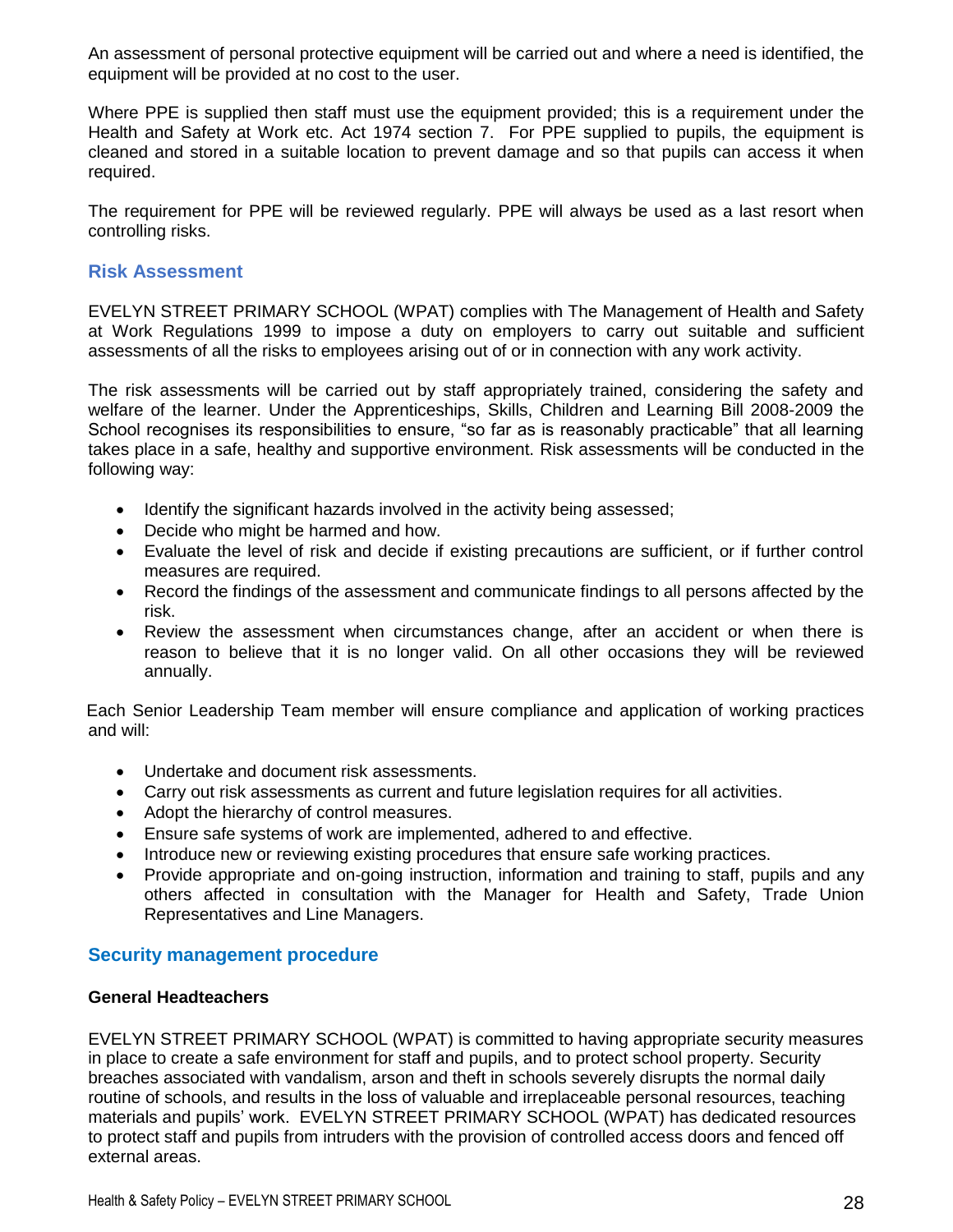An assessment of personal protective equipment will be carried out and where a need is identified, the equipment will be provided at no cost to the user.

Where PPE is supplied then staff must use the equipment provided; this is a requirement under the Health and Safety at Work etc. Act 1974 section 7. For PPE supplied to pupils, the equipment is cleaned and stored in a suitable location to prevent damage and so that pupils can access it when required.

The requirement for PPE will be reviewed regularly. PPE will always be used as a last resort when controlling risks.

## Risk Assessment

EVELYN STREET PRIMARY SCHOOL (WPAT) complies with The Management of Health and Safety at Work Regulations 1999 to impose a duty on employers to carry out suitable and sufficient assessments of all the risks to employees arising out of or in connection with any work activity.

The risk assessments will be carried out by staff appropriately trained, considering the safety and welfare of the learner. Under the Apprenticeships, Skills, Children and Learning Bill 2008-2009 the School recognises its responsibilities to ensure, "so far as is reasonably practicable" that all learning takes place in a safe, healthy and supportive environment. Risk assessments will be conducted in the following way:

- Identify the significant hazards involved in the activity being assessed;
- Decide who might be harmed and how.
- Evaluate the level of risk and decide if existing precautions are sufficient, or if further control measures are required.
- Record the findings of the assessment and communicate findings to all persons affected by the risk.
- Review the assessment when circumstances change, after an accident or when there is reason to believe that it is no longer valid. On all other occasions they will be reviewed annually.

Each Senior Leadership Team member will ensure compliance and application of working practices and will:

- Undertake and document risk assessments.
- Carry out risk assessments as current and future legislation requires for all activities.
- Adopt the hierarchy of control measures.
- Ensure safe systems of work are implemented, adhered to and effective.
- Introduce new or reviewing existing procedures that ensure safe working practices.
- Provide appropriate and on-going instruction, information and training to staff, pupils and any others affected in consultation with the Manager for Health and Safety, Trade Union Representatives and Line Managers.

## Security management procedure

**General Headteachers**

EVELYN STREET PRIMARY SCHOOL (WPAT) is committed to having appropriate security measures in place to create a safe environment for staff and pupils, and to protect school property. Security breaches associated with vandalism, arson and theft in schools severely disrupts the normal daily routine of schools, and results in the loss of valuable and irreplaceable personal resources, teaching materials and pupils' work. EVELYN STREET PRIMARY SCHOOL (WPAT) has dedicated resources to protect staff and pupils from intruders with the provision of controlled access doors and fenced off external areas.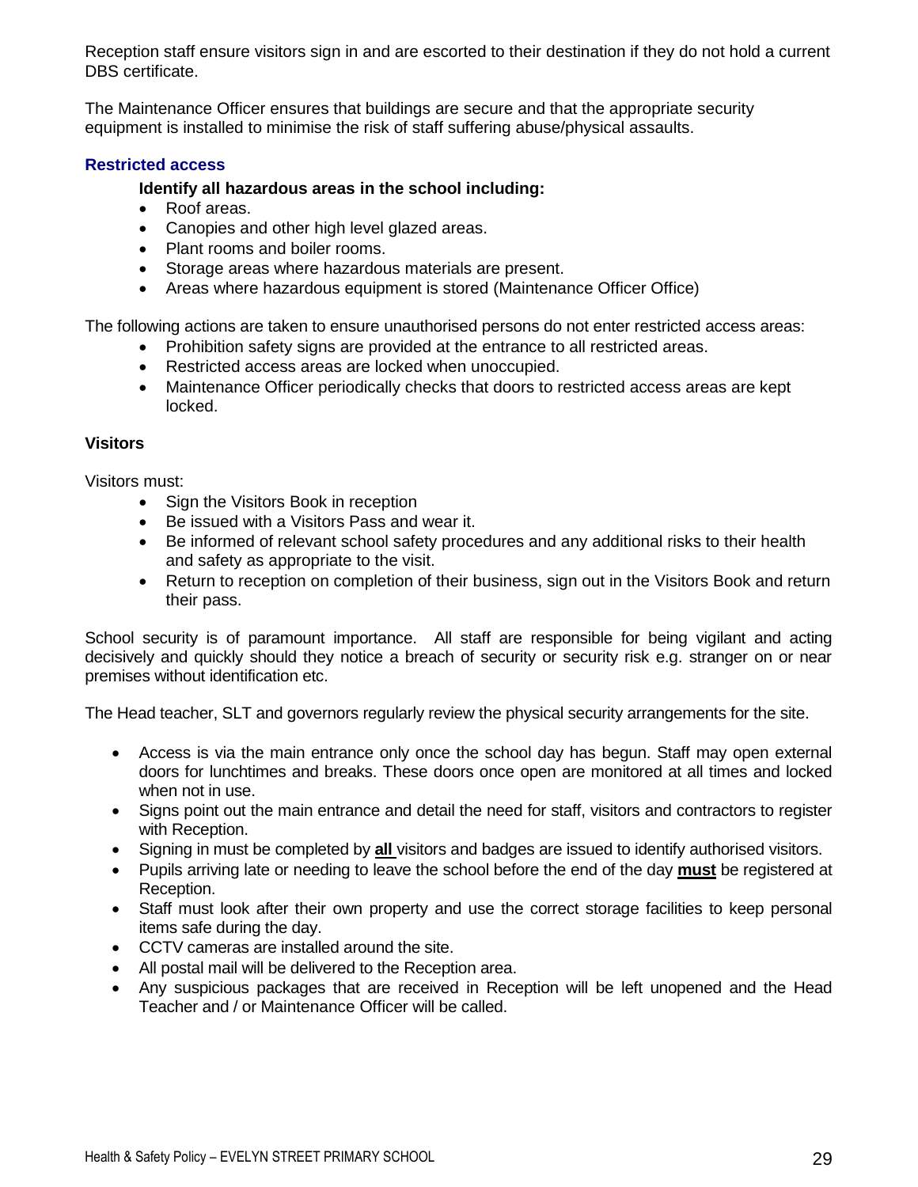Reception staff ensure visitors sign in and are escorted to their destination if they do not hold a current DBS certificate.

The Maintenance Officer ensures that buildings are secure and that the appropriate security equipment is installed to minimise the risk of staff suffering abuse/physical assaults.

### Restricted access

**Identify all hazardous areas in the school including:**

- Roof areas.
- Canopies and other high level glazed areas.
- Plant rooms and boiler rooms.
- Storage areas where hazardous materials are present.
- Areas where hazardous equipment is stored (Maintenance Officer Office)

The following actions are taken to ensure unauthorised persons do not enter restricted access areas:

- Prohibition safety signs are provided at the entrance to all restricted areas.
- Restricted access areas are locked when unoccupied.
- Maintenance Officer periodically checks that doors to restricted access areas are kept locked.

### Visitors

Visitors must:

- Sign the Visitors Book in reception
- Be issued with a Visitors Pass and wear it.
- Be informed of relevant school safety procedures and any additional risks to their health and safety as appropriate to the visit.
- Return to reception on completion of their business, sign out in the Visitors Book and return their pass.

School security is of paramount importance. All staff are responsible for being vigilant and acting decisively and quickly should they notice a breach of security or security risk e.g. stranger on or near premises without identification etc.

The Head teacher, SLT and governors regularly review the physical security arrangements for the site.

- Access is via the main entrance only once the school day has begun. Staff may open external doors for lunchtimes and breaks. These doors once open are monitored at all times and locked when not in use.
- Signs point out the main entrance and detail the need for staff, visitors and contractors to register with Reception.
- Signing in must be completed by **all** visitors and badges are issued to identify authorised visitors.
- Pupils arriving late or needing to leave the school before the end of the day **must** be registered at Reception.
- Staff must look after their own property and use the correct storage facilities to keep personal items safe during the day.
- CCTV cameras are installed around the site.
- All postal mail will be delivered to the Reception area.
- Any suspicious packages that are received in Reception will be left unopened and the Head Teacher and / or Maintenance Officer will be called.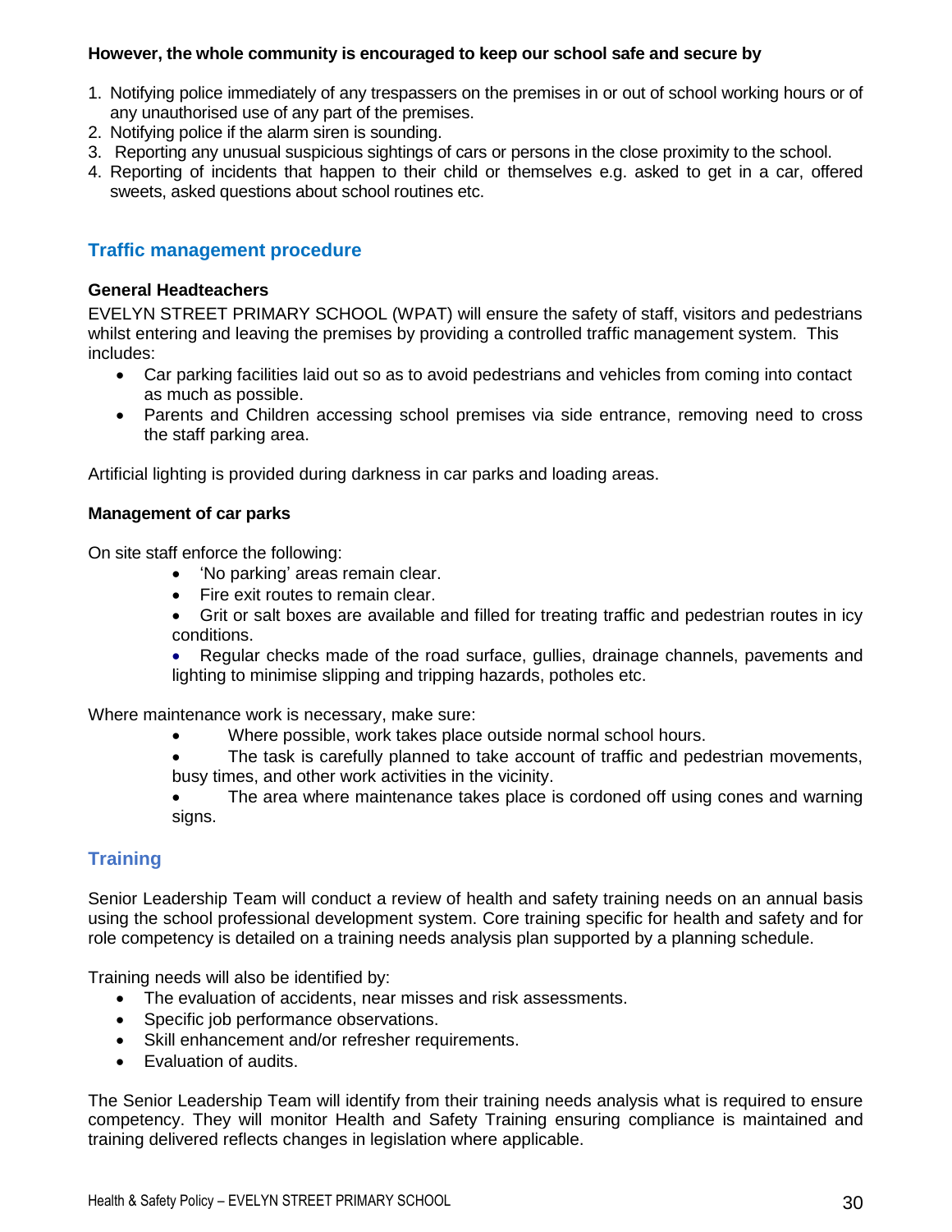**However, the whole community is encouraged to keep our school safe and secure by**

1. Notifying police immediately of any trespassers on the premises in or out of school working hours or of any unauthorised use of any part of the premises.
2. Notifying police if the alarm siren is sounding.
3. Reporting any unusual suspicious sightings of cars or persons in the close proximity to the school.
4. Reporting of incidents that happen to their child or themselves e.g. asked to get in a car, offered sweets, asked questions about school routines etc.

## Traffic management procedure

**General Headteachers**

EVELYN STREET PRIMARY SCHOOL (WPAT) will ensure the safety of staff, visitors and pedestrians whilst entering and leaving the premises by providing a controlled traffic management system. This includes:

- Car parking facilities laid out so as to avoid pedestrians and vehicles from coming into contact as much as possible.
- Parents and Children accessing school premises via side entrance, removing need to cross the staff parking area.

Artificial lighting is provided during darkness in car parks and loading areas.

**Management of car parks**

On site staff enforce the following:

- 'No parking' areas remain clear.
- Fire exit routes to remain clear.
- Grit or salt boxes are available and filled for treating traffic and pedestrian routes in icy conditions.
- Regular checks made of the road surface, gullies, drainage channels, pavements and lighting to minimise slipping and tripping hazards, potholes etc.

Where maintenance work is necessary, make sure:

- Where possible, work takes place outside normal school hours.
- The task is carefully planned to take account of traffic and pedestrian movements, busy times, and other work activities in the vicinity.
- The area where maintenance takes place is cordoned off using cones and warning signs.

## Training

Senior Leadership Team will conduct a review of health and safety training needs on an annual basis using the school professional development system. Core training specific for health and safety and for role competency is detailed on a training needs analysis plan supported by a planning schedule.

Training needs will also be identified by:

- The evaluation of accidents, near misses and risk assessments.
- Specific job performance observations.
- Skill enhancement and/or refresher requirements.
- Evaluation of audits.

The Senior Leadership Team will identify from their training needs analysis what is required to ensure competency. They will monitor Health and Safety Training ensuring compliance is maintained and training delivered reflects changes in legislation where applicable.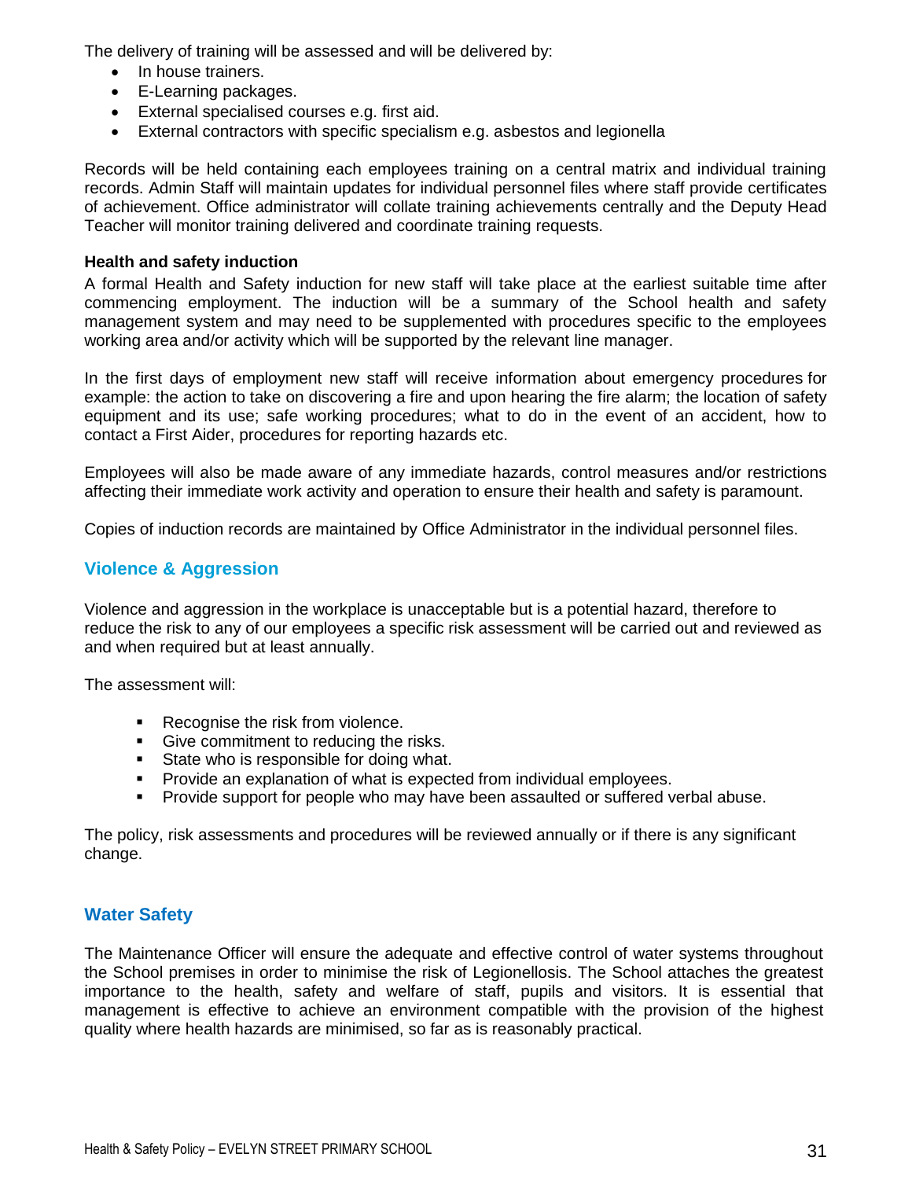The delivery of training will be assessed and will be delivered by:

- In house trainers.
- E-Learning packages.
- External specialised courses e.g. first aid.
- External contractors with specific specialism e.g. asbestos and legionella

Records will be held containing each employees training on a central matrix and individual training records. Admin Staff will maintain updates for individual personnel files where staff provide certificates of achievement. Office administrator will collate training achievements centrally and the Deputy Head Teacher will monitor training delivered and coordinate training requests.

**Health and safety induction**

A formal Health and Safety induction for new staff will take place at the earliest suitable time after commencing employment. The induction will be a summary of the School health and safety management system and may need to be supplemented with procedures specific to the employees working area and/or activity which will be supported by the relevant line manager.

In the first days of employment new staff will receive information about emergency procedures for example: the action to take on discovering a fire and upon hearing the fire alarm; the location of safety equipment and its use; safe working procedures; what to do in the event of an accident, how to contact a First Aider, procedures for reporting hazards etc.

Employees will also be made aware of any immediate hazards, control measures and/or restrictions affecting their immediate work activity and operation to ensure their health and safety is paramount.

Copies of induction records are maintained by Office Administrator in the individual personnel files.

## Violence & Aggression

Violence and aggression in the workplace is unacceptable but is a potential hazard, therefore to reduce the risk to any of our employees a specific risk assessment will be carried out and reviewed as and when required but at least annually.

The assessment will:

- Recognise the risk from violence.
- Give commitment to reducing the risks.
- State who is responsible for doing what.
- Provide an explanation of what is expected from individual employees.
- Provide support for people who may have been assaulted or suffered verbal abuse.

The policy, risk assessments and procedures will be reviewed annually or if there is any significant change.

## Water Safety

The Maintenance Officer will ensure the adequate and effective control of water systems throughout the School premises in order to minimise the risk of Legionellosis. The School attaches the greatest importance to the health, safety and welfare of staff, pupils and visitors. It is essential that management is effective to achieve an environment compatible with the provision of the highest quality where health hazards are minimised, so far as is reasonably practical.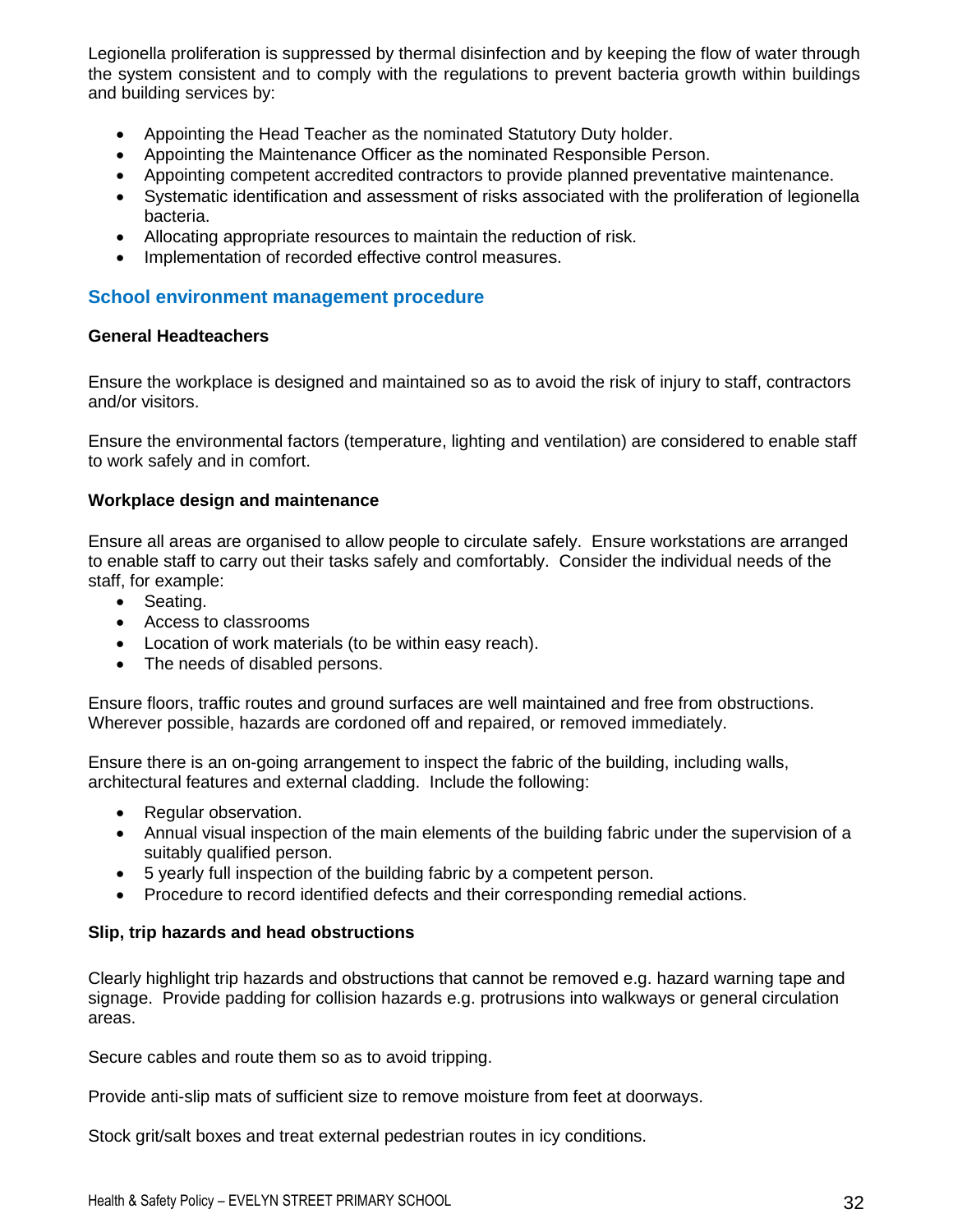Legionella proliferation is suppressed by thermal disinfection and by keeping the flow of water through the system consistent and to comply with the regulations to prevent bacteria growth within buildings and building services by:

- Appointing the Head Teacher as the nominated Statutory Duty holder.
- Appointing the Maintenance Officer as the nominated Responsible Person.
- Appointing competent accredited contractors to provide planned preventative maintenance.
- Systematic identification and assessment of risks associated with the proliferation of legionella bacteria.
- Allocating appropriate resources to maintain the reduction of risk.
- Implementation of recorded effective control measures.

## School environment management procedure

**General Headteachers**

Ensure the workplace is designed and maintained so as to avoid the risk of injury to staff, contractors and/or visitors.

Ensure the environmental factors (temperature, lighting and ventilation) are considered to enable staff to work safely and in comfort.

**Workplace design and maintenance**

Ensure all areas are organised to allow people to circulate safely. Ensure workstations are arranged to enable staff to carry out their tasks safely and comfortably. Consider the individual needs of the staff, for example:

- Seating.
- Access to classrooms
- Location of work materials (to be within easy reach).
- The needs of disabled persons.

Ensure floors, traffic routes and ground surfaces are well maintained and free from obstructions. Wherever possible, hazards are cordoned off and repaired, or removed immediately.

Ensure there is an on-going arrangement to inspect the fabric of the building, including walls, architectural features and external cladding. Include the following:

- Regular observation.
- Annual visual inspection of the main elements of the building fabric under the supervision of a suitably qualified person.
- 5 yearly full inspection of the building fabric by a competent person.
- Procedure to record identified defects and their corresponding remedial actions.

**Slip, trip hazards and head obstructions**

Clearly highlight trip hazards and obstructions that cannot be removed e.g. hazard warning tape and signage. Provide padding for collision hazards e.g. protrusions into walkways or general circulation areas.

Secure cables and route them so as to avoid tripping.

Provide anti-slip mats of sufficient size to remove moisture from feet at doorways.

Stock grit/salt boxes and treat external pedestrian routes in icy conditions.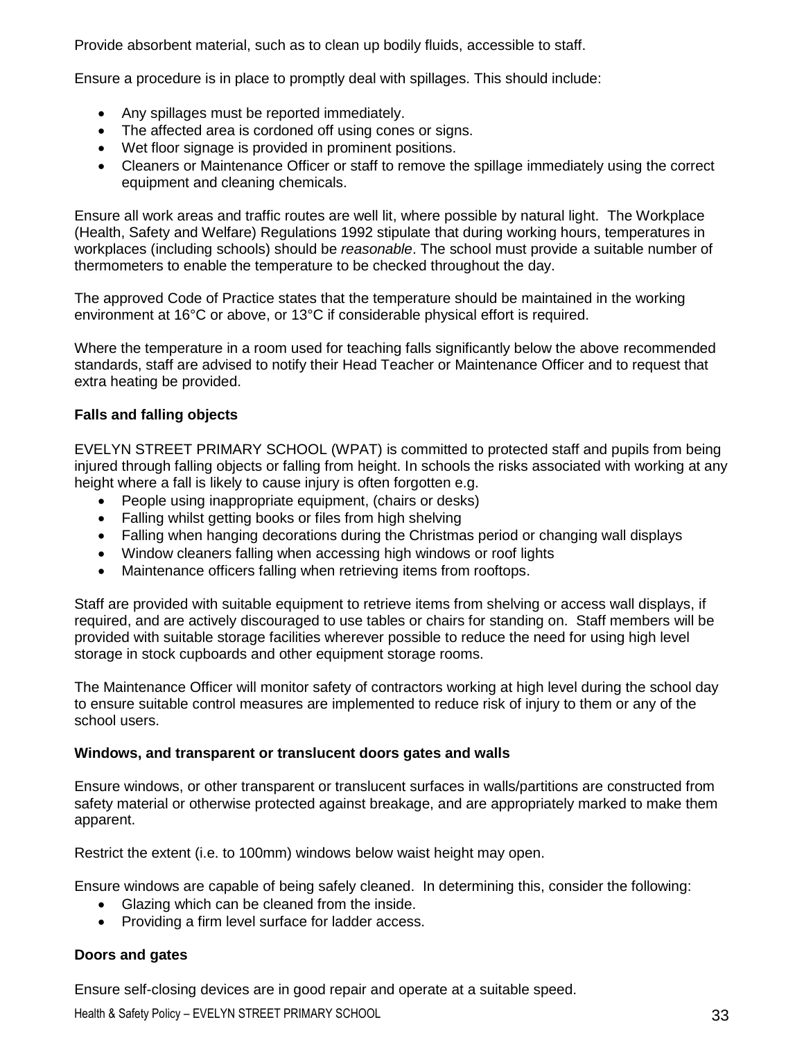Provide absorbent material, such as to clean up bodily fluids, accessible to staff.

Ensure a procedure is in place to promptly deal with spillages. This should include:

- Any spillages must be reported immediately.
- The affected area is cordoned off using cones or signs.
- Wet floor signage is provided in prominent positions.
- Cleaners or Maintenance Officer or staff to remove the spillage immediately using the correct equipment and cleaning chemicals.

Ensure all work areas and traffic routes are well lit, where possible by natural light. The Workplace (Health, Safety and Welfare) Regulations 1992 stipulate that during working hours, temperatures in workplaces (including schools) should be *reasonable*. The school must provide a suitable number of thermometers to enable the temperature to be checked throughout the day.

The approved Code of Practice states that the temperature should be maintained in the working environment at 16°C or above, or 13°C if considerable physical effort is required.

Where the temperature in a room used for teaching falls significantly below the above recommended standards, staff are advised to notify their Head Teacher or Maintenance Officer and to request that extra heating be provided.

**Falls and falling objects**

EVELYN STREET PRIMARY SCHOOL (WPAT) is committed to protected staff and pupils from being injured through falling objects or falling from height. In schools the risks associated with working at any height where a fall is likely to cause injury is often forgotten e.g.

- People using inappropriate equipment, (chairs or desks)
- Falling whilst getting books or files from high shelving
- Falling when hanging decorations during the Christmas period or changing wall displays
- Window cleaners falling when accessing high windows or roof lights
- Maintenance officers falling when retrieving items from rooftops.

Staff are provided with suitable equipment to retrieve items from shelving or access wall displays, if required, and are actively discouraged to use tables or chairs for standing on. Staff members will be provided with suitable storage facilities wherever possible to reduce the need for using high level storage in stock cupboards and other equipment storage rooms.

The Maintenance Officer will monitor safety of contractors working at high level during the school day to ensure suitable control measures are implemented to reduce risk of injury to them or any of the school users.

**Windows, and transparent or translucent doors gates and walls**

Ensure windows, or other transparent or translucent surfaces in walls/partitions are constructed from safety material or otherwise protected against breakage, and are appropriately marked to make them apparent.

Restrict the extent (i.e. to 100mm) windows below waist height may open.

Ensure windows are capable of being safely cleaned. In determining this, consider the following:

- Glazing which can be cleaned from the inside.
- Providing a firm level surface for ladder access.

**Doors and gates**

Ensure self-closing devices are in good repair and operate at a suitable speed.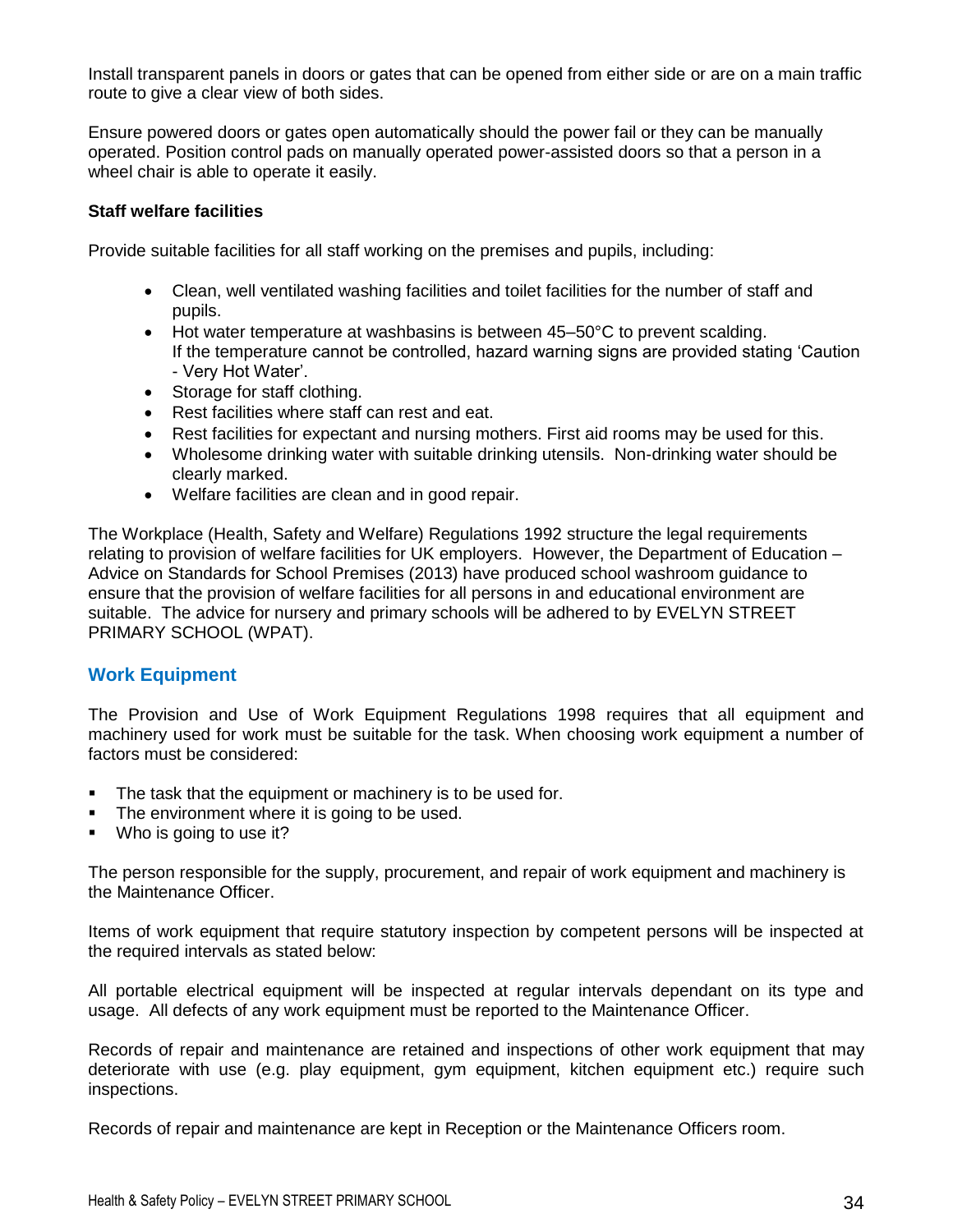Install transparent panels in doors or gates that can be opened from either side or are on a main traffic route to give a clear view of both sides.

Ensure powered doors or gates open automatically should the power fail or they can be manually operated. Position control pads on manually operated power-assisted doors so that a person in a wheel chair is able to operate it easily.

**Staff welfare facilities**

Provide suitable facilities for all staff working on the premises and pupils, including:

- Clean, well ventilated washing facilities and toilet facilities for the number of staff and pupils.
- Hot water temperature at washbasins is between 45–50°C to prevent scalding. If the temperature cannot be controlled, hazard warning signs are provided stating 'Caution - Very Hot Water'.
- Storage for staff clothing.
- Rest facilities where staff can rest and eat.
- Rest facilities for expectant and nursing mothers. First aid rooms may be used for this.
- Wholesome drinking water with suitable drinking utensils. Non-drinking water should be clearly marked.
- Welfare facilities are clean and in good repair.

The Workplace (Health, Safety and Welfare) Regulations 1992 structure the legal requirements relating to provision of welfare facilities for UK employers. However, the Department of Education – Advice on Standards for School Premises (2013) have produced school washroom guidance to ensure that the provision of welfare facilities for all persons in and educational environment are suitable. The advice for nursery and primary schools will be adhered to by EVELYN STREET PRIMARY SCHOOL (WPAT).

## Work Equipment

The Provision and Use of Work Equipment Regulations 1998 requires that all equipment and machinery used for work must be suitable for the task. When choosing work equipment a number of factors must be considered:

- The task that the equipment or machinery is to be used for.
- The environment where it is going to be used.
- Who is going to use it?

The person responsible for the supply, procurement, and repair of work equipment and machinery is the Maintenance Officer.

Items of work equipment that require statutory inspection by competent persons will be inspected at the required intervals as stated below:

All portable electrical equipment will be inspected at regular intervals dependant on its type and usage. All defects of any work equipment must be reported to the Maintenance Officer.

Records of repair and maintenance are retained and inspections of other work equipment that may deteriorate with use (e.g. play equipment, gym equipment, kitchen equipment etc.) require such inspections.

Records of repair and maintenance are kept in Reception or the Maintenance Officers room.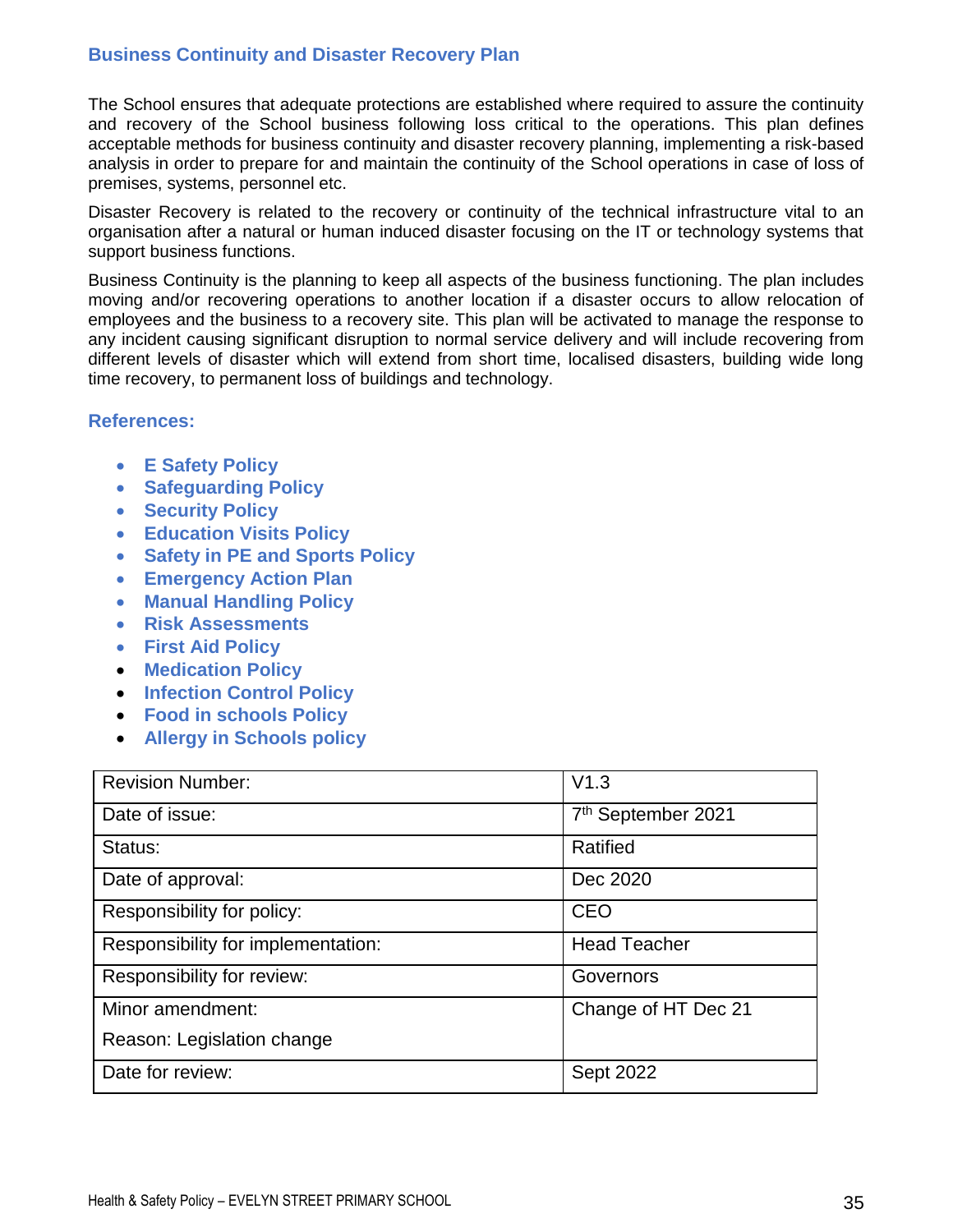## Business Continuity and Disaster Recovery Plan

The School ensures that adequate protections are established where required to assure the continuity and recovery of the School business following loss critical to the operations. This plan defines acceptable methods for business continuity and disaster recovery planning, implementing a risk-based analysis in order to prepare for and maintain the continuity of the School operations in case of loss of premises, systems, personnel etc.

Disaster Recovery is related to the recovery or continuity of the technical infrastructure vital to an organisation after a natural or human induced disaster focusing on the IT or technology systems that support business functions.

Business Continuity is the planning to keep all aspects of the business functioning. The plan includes moving and/or recovering operations to another location if a disaster occurs to allow relocation of employees and the business to a recovery site. This plan will be activated to manage the response to any incident causing significant disruption to normal service delivery and will include recovering from different levels of disaster which will extend from short time, localised disasters, building wide long time recovery, to permanent loss of buildings and technology.

## References:

- **E Safety Policy**
- **Safeguarding Policy**
- **Security Policy**
- **Education Visits Policy**
- **Safety in PE and Sports Policy**
- **Emergency Action Plan**
- **Manual Handling Policy**
- **Risk Assessments**
- **First Aid Policy**
- **Medication Policy**
- **Infection Control Policy**
- **Food in schools Policy**
- **Allergy in Schools policy**

| | |
|---|---|
| Revision Number: | V1.3 |
| Date of issue: | 7th September 2021 |
| Status: | Ratified |
| Date of approval: | Dec 2020 |
| Responsibility for policy: | CEO |
| Responsibility for implementation: | Head Teacher |
| Responsibility for review: | Governors |
| Minor amendment:<br>Reason: Legislation change | Change of HT Dec 21 |
| Date for review: | Sept 2022 |